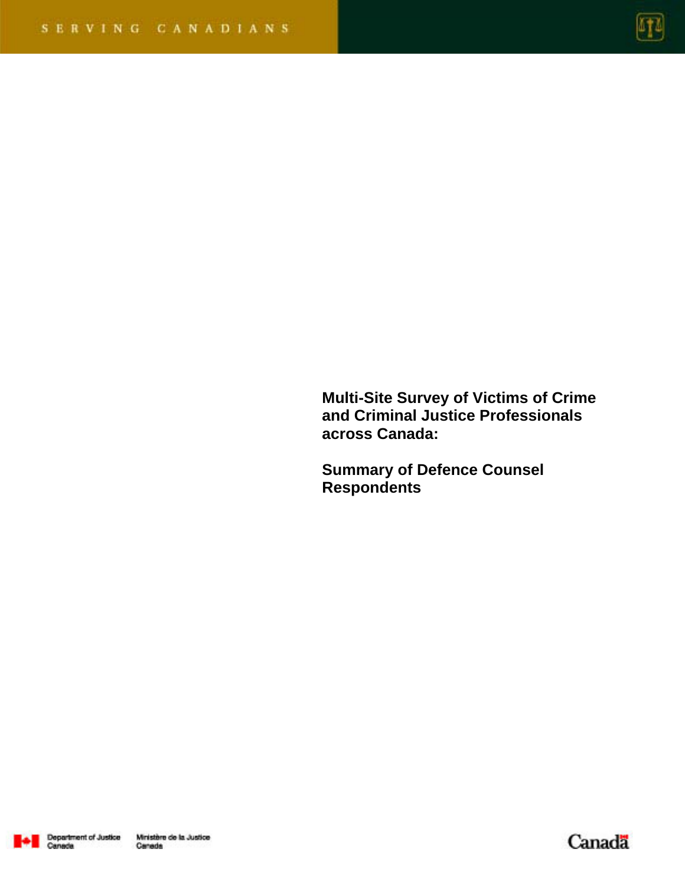SERVING CANADIANS

# Multi-Site Survey of Victims of Crime and Criminal Justice Professionals across Canada:

## Summary of Defence Counsel Respondents

Department of Justice Canada    Ministère de la Justice Canada

Canada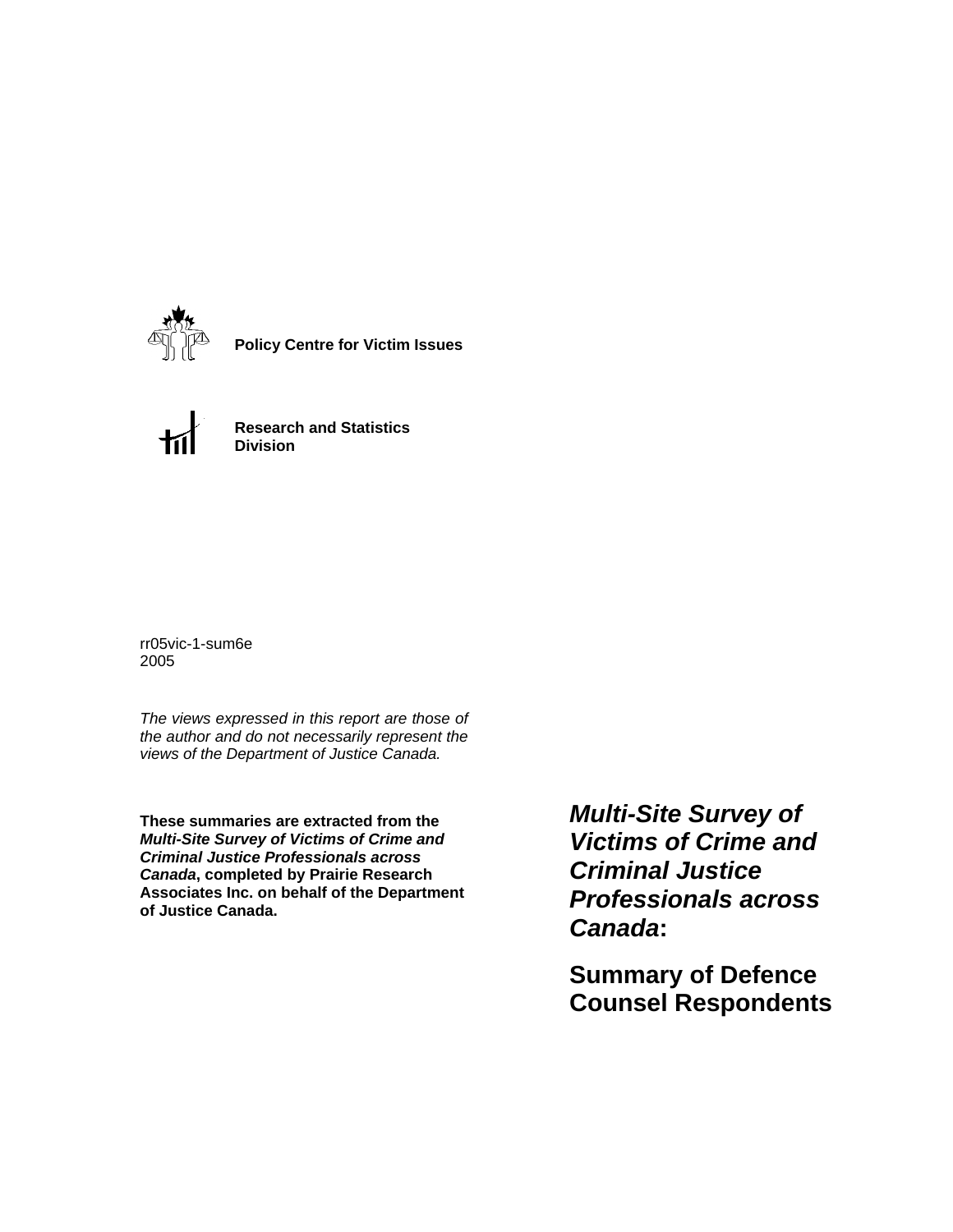**Policy Centre for Victim Issues**

**Research and Statistics Division**

rr05vic-1-sum6e
2005

*The views expressed in this report are those of the author and do not necessarily represent the views of the Department of Justice Canada.*

**These summaries are extracted from the *Multi-Site Survey of Victims of Crime and Criminal Justice Professionals across Canada*, completed by Prairie Research Associates Inc. on behalf of the Department of Justice Canada.**

# ***Multi-Site Survey of Victims of Crime and Criminal Justice Professionals across Canada*:**

# **Summary of Defence Counsel Respondents**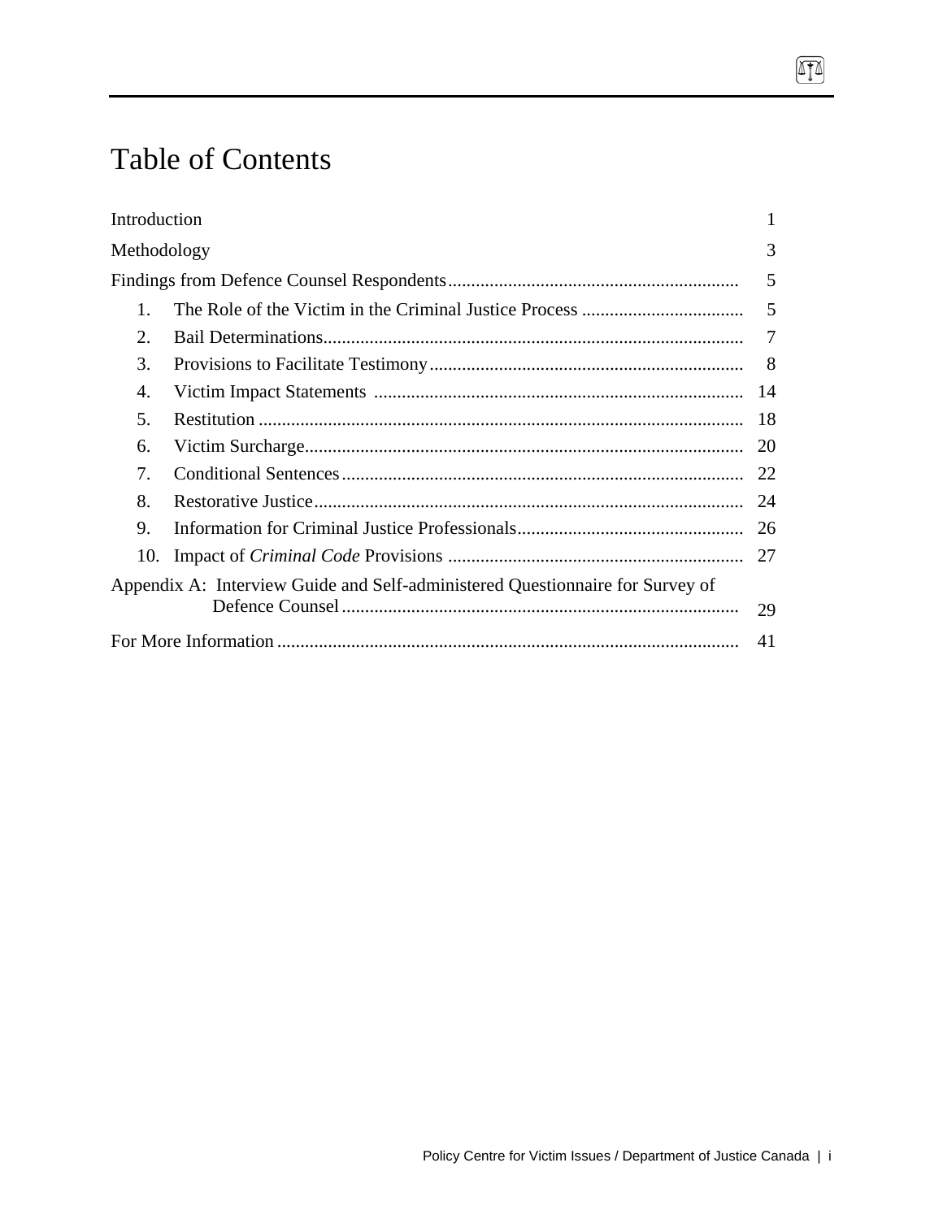# Table of Contents

Introduction 1

Methodology 3

Findings from Defence Counsel Respondents 5

1. The Role of the Victim in the Criminal Justice Process 5
2. Bail Determinations 7
3. Provisions to Facilitate Testimony 8
4. Victim Impact Statements 14
5. Restitution 18
6. Victim Surcharge 20
7. Conditional Sentences 22
8. Restorative Justice 24
9. Information for Criminal Justice Professionals 26
10. Impact of *Criminal Code* Provisions 27

Appendix A: Interview Guide and Self-administered Questionnaire for Survey of Defence Counsel 29

For More Information 41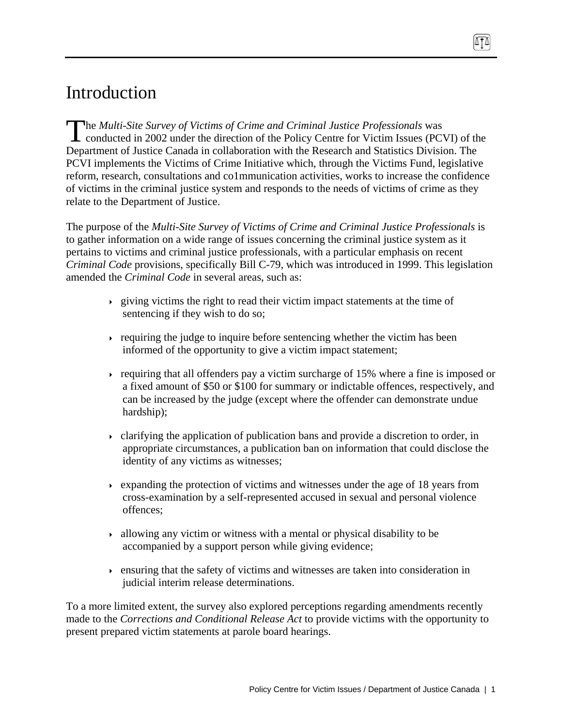# Introduction

The *Multi-Site Survey of Victims of Crime and Criminal Justice Professionals* was conducted in 2002 under the direction of the Policy Centre for Victim Issues (PCVI) of the Department of Justice Canada in collaboration with the Research and Statistics Division. The PCVI implements the Victims of Crime Initiative which, through the Victims Fund, legislative reform, research, consultations and co1mmunication activities, works to increase the confidence of victims in the criminal justice system and responds to the needs of victims of crime as they relate to the Department of Justice.

The purpose of the *Multi-Site Survey of Victims of Crime and Criminal Justice Professionals* is to gather information on a wide range of issues concerning the criminal justice system as it pertains to victims and criminal justice professionals, with a particular emphasis on recent *Criminal Code* provisions, specifically Bill C-79, which was introduced in 1999. This legislation amended the *Criminal Code* in several areas, such as:

- giving victims the right to read their victim impact statements at the time of sentencing if they wish to do so;
- requiring the judge to inquire before sentencing whether the victim has been informed of the opportunity to give a victim impact statement;
- requiring that all offenders pay a victim surcharge of 15% where a fine is imposed or a fixed amount of $50 or $100 for summary or indictable offences, respectively, and can be increased by the judge (except where the offender can demonstrate undue hardship);
- clarifying the application of publication bans and provide a discretion to order, in appropriate circumstances, a publication ban on information that could disclose the identity of any victims as witnesses;
- expanding the protection of victims and witnesses under the age of 18 years from cross-examination by a self-represented accused in sexual and personal violence offences;
- allowing any victim or witness with a mental or physical disability to be accompanied by a support person while giving evidence;
- ensuring that the safety of victims and witnesses are taken into consideration in judicial interim release determinations.

To a more limited extent, the survey also explored perceptions regarding amendments recently made to the *Corrections and Conditional Release Act* to provide victims with the opportunity to present prepared victim statements at parole board hearings.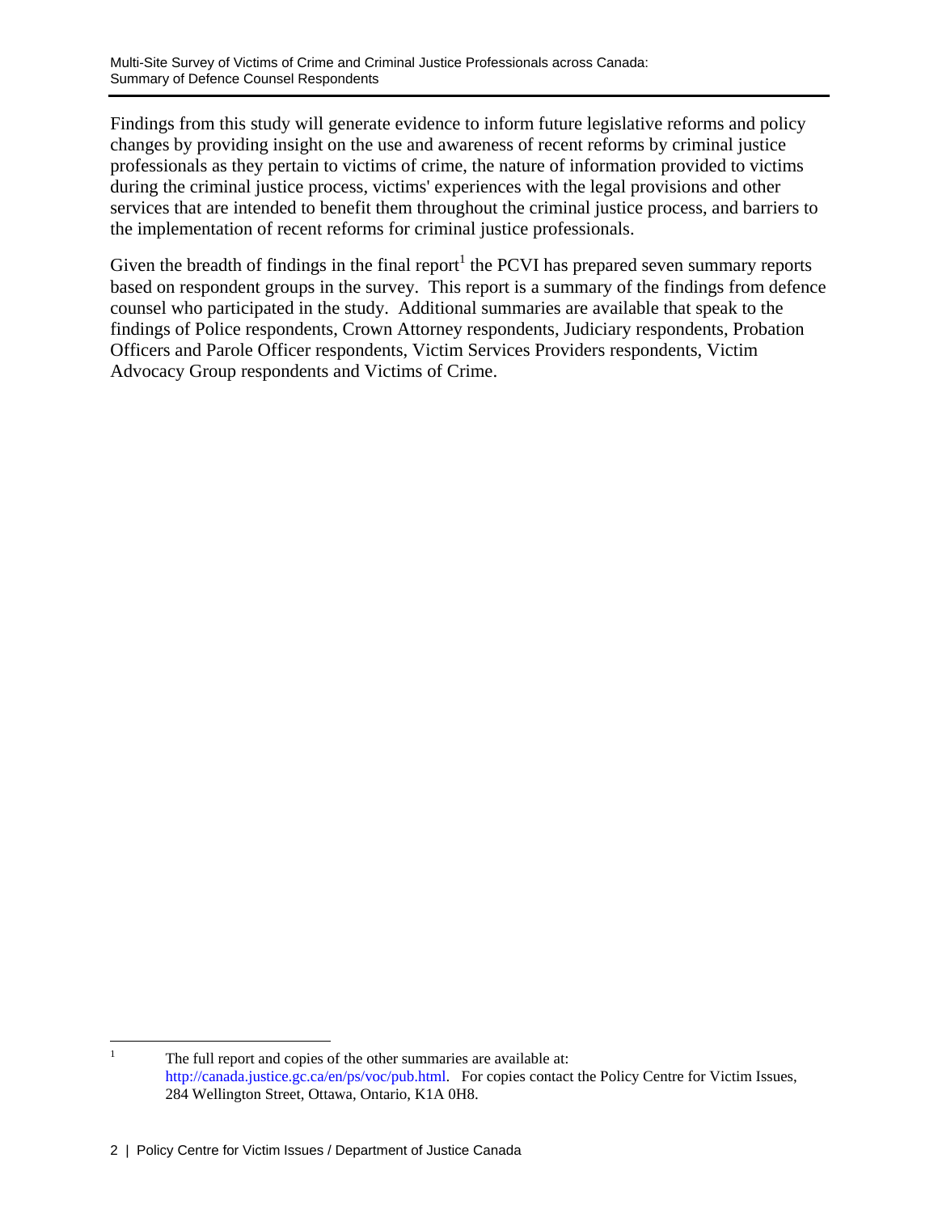Findings from this study will generate evidence to inform future legislative reforms and policy changes by providing insight on the use and awareness of recent reforms by criminal justice professionals as they pertain to victims of crime, the nature of information provided to victims during the criminal justice process, victims' experiences with the legal provisions and other services that are intended to benefit them throughout the criminal justice process, and barriers to the implementation of recent reforms for criminal justice professionals.

Given the breadth of findings in the final report[1] the PCVI has prepared seven summary reports based on respondent groups in the survey. This report is a summary of the findings from defence counsel who participated in the study. Additional summaries are available that speak to the findings of Police respondents, Crown Attorney respondents, Judiciary respondents, Probation Officers and Parole Officer respondents, Victim Services Providers respondents, Victim Advocacy Group respondents and Victims of Crime.

[1] The full report and copies of the other summaries are available at: http://canada.justice.gc.ca/en/ps/voc/pub.html. For copies contact the Policy Centre for Victim Issues, 284 Wellington Street, Ottawa, Ontario, K1A 0H8.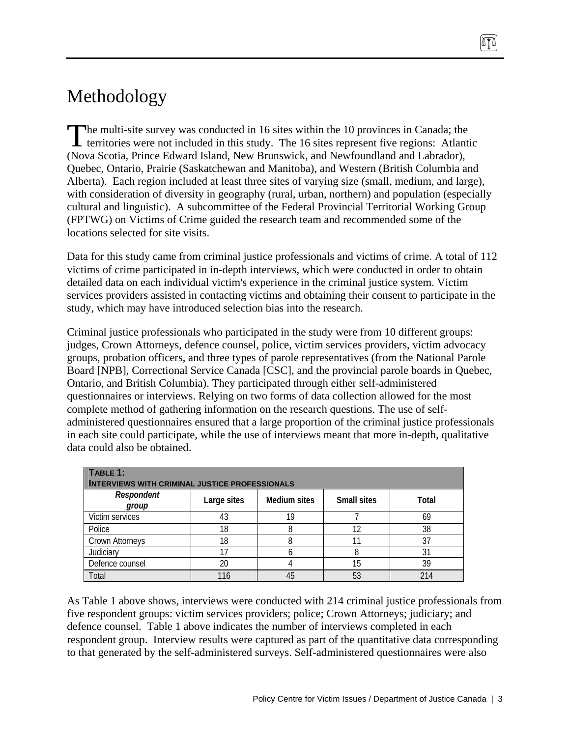# Methodology

The multi-site survey was conducted in 16 sites within the 10 provinces in Canada; the territories were not included in this study. The 16 sites represent five regions: Atlantic (Nova Scotia, Prince Edward Island, New Brunswick, and Newfoundland and Labrador), Quebec, Ontario, Prairie (Saskatchewan and Manitoba), and Western (British Columbia and Alberta). Each region included at least three sites of varying size (small, medium, and large), with consideration of diversity in geography (rural, urban, northern) and population (especially cultural and linguistic). A subcommittee of the Federal Provincial Territorial Working Group (FPTWG) on Victims of Crime guided the research team and recommended some of the locations selected for site visits.

Data for this study came from criminal justice professionals and victims of crime. A total of 112 victims of crime participated in in-depth interviews, which were conducted in order to obtain detailed data on each individual victim's experience in the criminal justice system. Victim services providers assisted in contacting victims and obtaining their consent to participate in the study, which may have introduced selection bias into the research.

Criminal justice professionals who participated in the study were from 10 different groups: judges, Crown Attorneys, defence counsel, police, victim services providers, victim advocacy groups, probation officers, and three types of parole representatives (from the National Parole Board [NPB], Correctional Service Canada [CSC], and the provincial parole boards in Quebec, Ontario, and British Columbia). They participated through either self-administered questionnaires or interviews. Relying on two forms of data collection allowed for the most complete method of gathering information on the research questions. The use of self-administered questionnaires ensured that a large proportion of the criminal justice professionals in each site could participate, while the use of interviews meant that more in-depth, qualitative data could also be obtained.

**Table 1: Interviews with Criminal Justice Professionals**

| *Respondent group* | Large sites | Medium sites | Small sites | Total |
|---|---|---|---|---|
| Victim services | 43 | 19 | 7 | 69 |
| Police | 18 | 8 | 12 | 38 |
| Crown Attorneys | 18 | 8 | 11 | 37 |
| Judiciary | 17 | 6 | 8 | 31 |
| Defence counsel | 20 | 4 | 15 | 39 |
| Total | 116 | 45 | 53 | 214 |

As Table 1 above shows, interviews were conducted with 214 criminal justice professionals from five respondent groups: victim services providers; police; Crown Attorneys; judiciary; and defence counsel. Table 1 above indicates the number of interviews completed in each respondent group. Interview results were captured as part of the quantitative data corresponding to that generated by the self-administered surveys. Self-administered questionnaires were also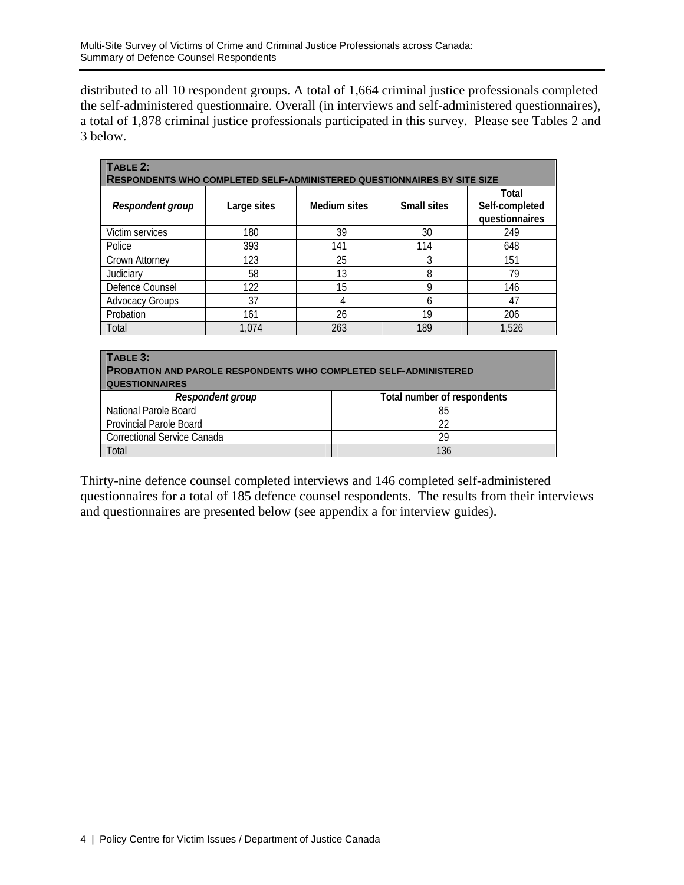distributed to all 10 respondent groups. A total of 1,664 criminal justice professionals completed the self-administered questionnaire. Overall (in interviews and self-administered questionnaires), a total of 1,878 criminal justice professionals participated in this survey. Please see Tables 2 and 3 below.

**TABLE 2:**
**RESPONDENTS WHO COMPLETED SELF-ADMINISTERED QUESTIONNAIRES BY SITE SIZE**

| *Respondent group* | Large sites | Medium sites | Small sites | Total Self-completed questionnaires |
|---|---|---|---|---|
| Victim services | 180 | 39 | 30 | 249 |
| Police | 393 | 141 | 114 | 648 |
| Crown Attorney | 123 | 25 | 3 | 151 |
| Judiciary | 58 | 13 | 8 | 79 |
| Defence Counsel | 122 | 15 | 9 | 146 |
| Advocacy Groups | 37 | 4 | 6 | 47 |
| Probation | 161 | 26 | 19 | 206 |
| Total | 1,074 | 263 | 189 | 1,526 |

**TABLE 3:**
**PROBATION AND PAROLE RESPONDENTS WHO COMPLETED SELF-ADMINISTERED QUESTIONNAIRES**

| *Respondent group* | Total number of respondents |
|---|---|
| National Parole Board | 85 |
| Provincial Parole Board | 22 |
| Correctional Service Canada | 29 |
| Total | 136 |

Thirty-nine defence counsel completed interviews and 146 completed self-administered questionnaires for a total of 185 defence counsel respondents. The results from their interviews and questionnaires are presented below (see appendix a for interview guides).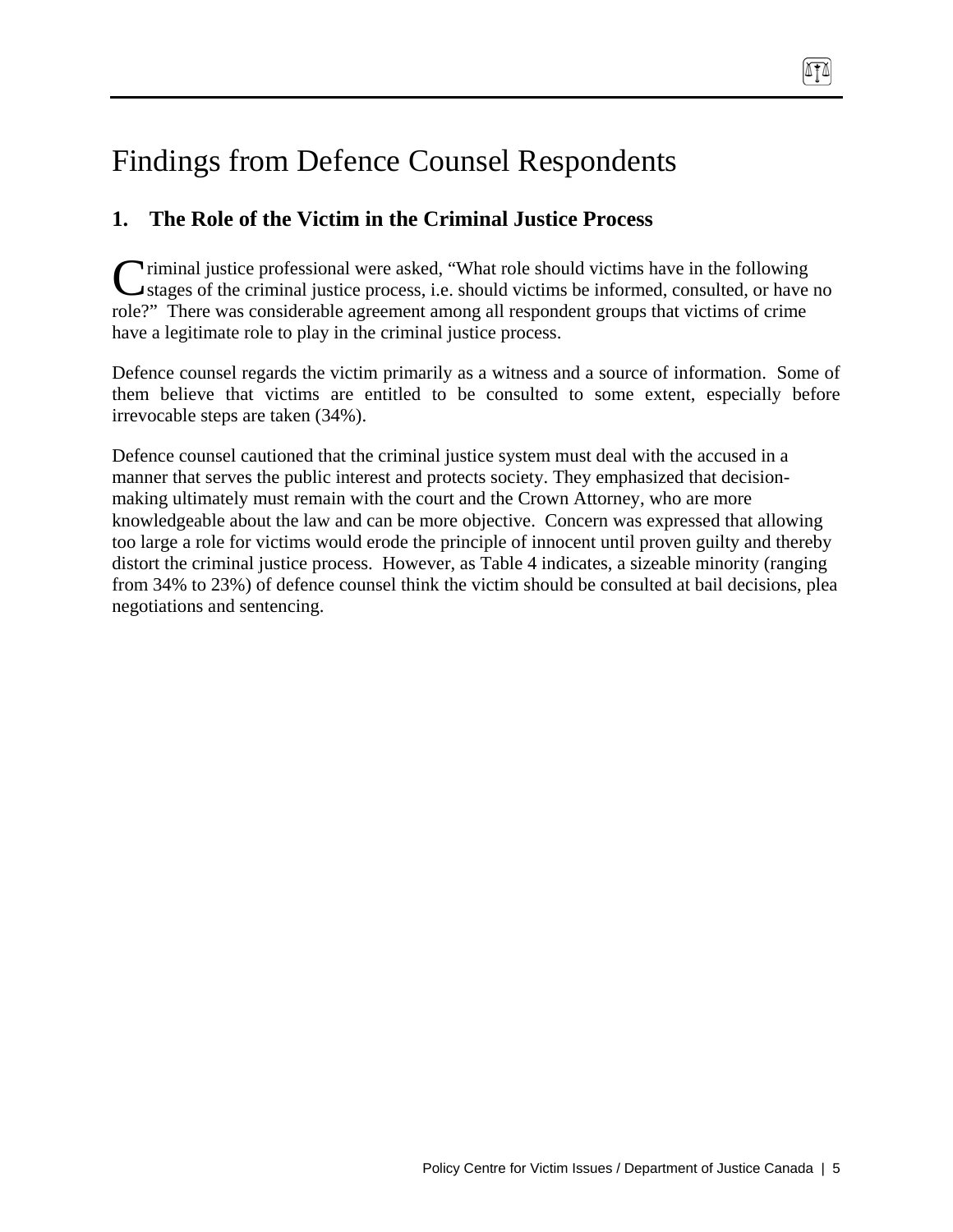# Findings from Defence Counsel Respondents

## 1. The Role of the Victim in the Criminal Justice Process

Criminal justice professional were asked, "What role should victims have in the following stages of the criminal justice process, i.e. should victims be informed, consulted, or have no role?" There was considerable agreement among all respondent groups that victims of crime have a legitimate role to play in the criminal justice process.

Defence counsel regards the victim primarily as a witness and a source of information. Some of them believe that victims are entitled to be consulted to some extent, especially before irrevocable steps are taken (34%).

Defence counsel cautioned that the criminal justice system must deal with the accused in a manner that serves the public interest and protects society. They emphasized that decision-making ultimately must remain with the court and the Crown Attorney, who are more knowledgeable about the law and can be more objective. Concern was expressed that allowing too large a role for victims would erode the principle of innocent until proven guilty and thereby distort the criminal justice process. However, as Table 4 indicates, a sizeable minority (ranging from 34% to 23%) of defence counsel think the victim should be consulted at bail decisions, plea negotiations and sentencing.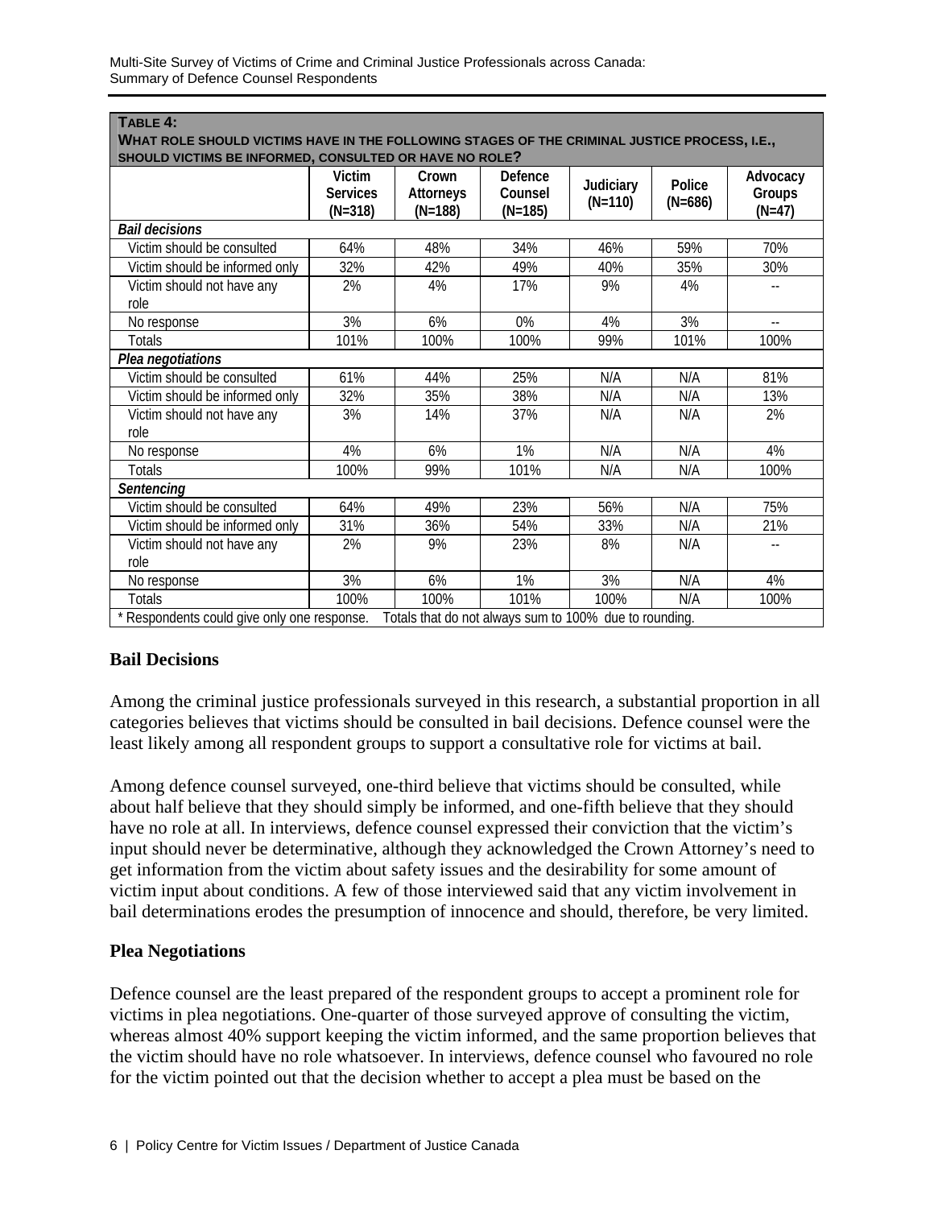**TABLE 4:**
**WHAT ROLE SHOULD VICTIMS HAVE IN THE FOLLOWING STAGES OF THE CRIMINAL JUSTICE PROCESS, I.E., SHOULD VICTIMS BE INFORMED, CONSULTED OR HAVE NO ROLE?**

| | Victim Services (N=318) | Crown Attorneys (N=188) | Defence Counsel (N=185) | Judiciary (N=110) | Police (N=686) | Advocacy Groups (N=47) |
|---|---|---|---|---|---|---|
| ***Bail decisions*** | | | | | | |
| Victim should be consulted | 64% | 48% | 34% | 46% | 59% | 70% |
| Victim should be informed only | 32% | 42% | 49% | 40% | 35% | 30% |
| Victim should not have any role | 2% | 4% | 17% | 9% | 4% | -- |
| No response | 3% | 6% | 0% | 4% | 3% | -- |
| Totals | 101% | 100% | 100% | 99% | 101% | 100% |
| ***Plea negotiations*** | | | | | | |
| Victim should be consulted | 61% | 44% | 25% | N/A | N/A | 81% |
| Victim should be informed only | 32% | 35% | 38% | N/A | N/A | 13% |
| Victim should not have any role | 3% | 14% | 37% | N/A | N/A | 2% |
| No response | 4% | 6% | 1% | N/A | N/A | 4% |
| Totals | 100% | 99% | 101% | N/A | N/A | 100% |
| ***Sentencing*** | | | | | | |
| Victim should be consulted | 64% | 49% | 23% | 56% | N/A | 75% |
| Victim should be informed only | 31% | 36% | 54% | 33% | N/A | 21% |
| Victim should not have any role | 2% | 9% | 23% | 8% | N/A | -- |
| No response | 3% | 6% | 1% | 3% | N/A | 4% |
| Totals | 100% | 100% | 101% | 100% | N/A | 100% |

\* Respondents could give only one response. Totals that do not always sum to 100% due to rounding.

## Bail Decisions

Among the criminal justice professionals surveyed in this research, a substantial proportion in all categories believes that victims should be consulted in bail decisions. Defence counsel were the least likely among all respondent groups to support a consultative role for victims at bail.

Among defence counsel surveyed, one-third believe that victims should be consulted, while about half believe that they should simply be informed, and one-fifth believe that they should have no role at all. In interviews, defence counsel expressed their conviction that the victim's input should never be determinative, although they acknowledged the Crown Attorney's need to get information from the victim about safety issues and the desirability for some amount of victim input about conditions. A few of those interviewed said that any victim involvement in bail determinations erodes the presumption of innocence and should, therefore, be very limited.

## Plea Negotiations

Defence counsel are the least prepared of the respondent groups to accept a prominent role for victims in plea negotiations. One-quarter of those surveyed approve of consulting the victim, whereas almost 40% support keeping the victim informed, and the same proportion believes that the victim should have no role whatsoever. In interviews, defence counsel who favoured no role for the victim pointed out that the decision whether to accept a plea must be based on the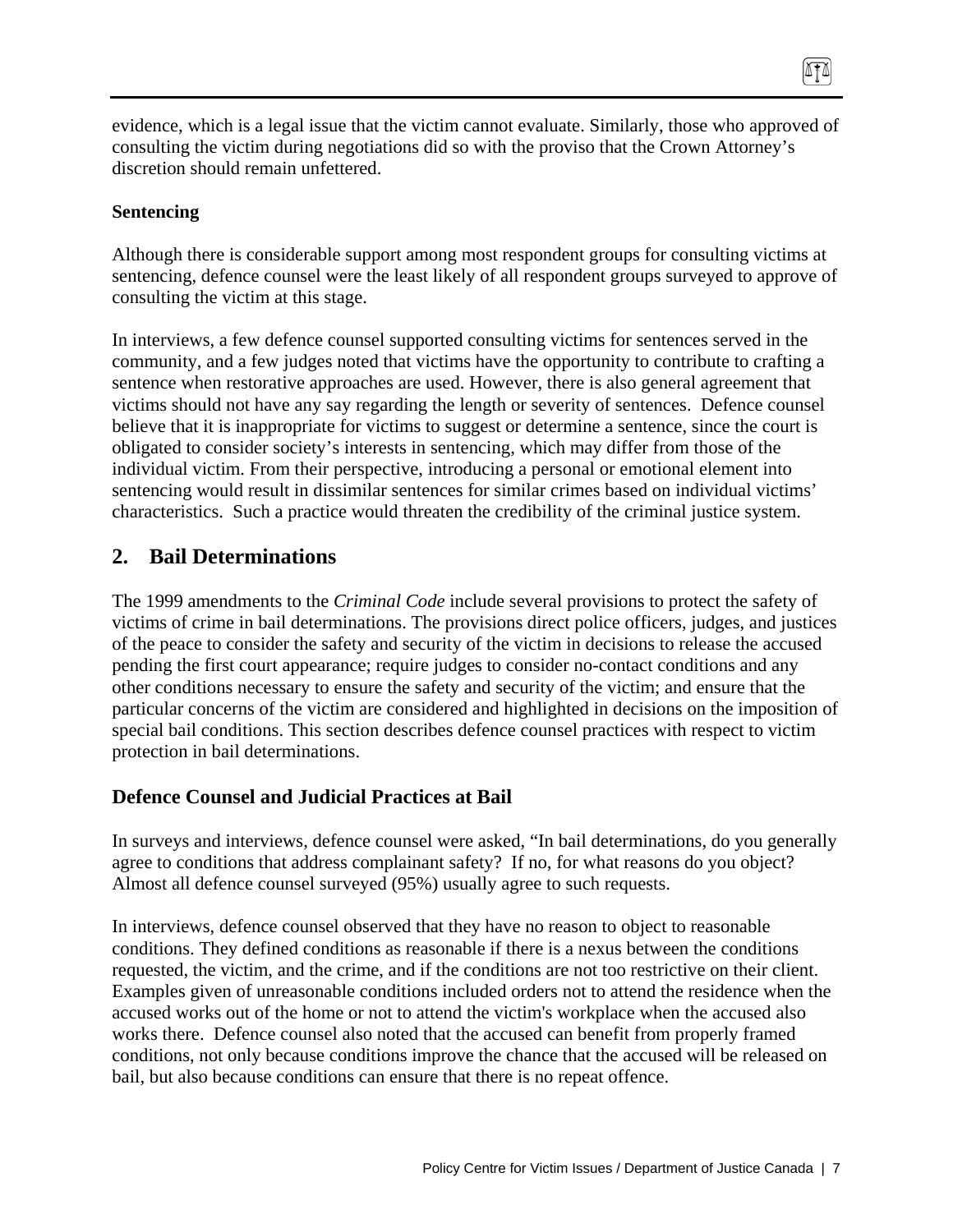evidence, which is a legal issue that the victim cannot evaluate. Similarly, those who approved of consulting the victim during negotiations did so with the proviso that the Crown Attorney's discretion should remain unfettered.

**Sentencing**

Although there is considerable support among most respondent groups for consulting victims at sentencing, defence counsel were the least likely of all respondent groups surveyed to approve of consulting the victim at this stage.

In interviews, a few defence counsel supported consulting victims for sentences served in the community, and a few judges noted that victims have the opportunity to contribute to crafting a sentence when restorative approaches are used. However, there is also general agreement that victims should not have any say regarding the length or severity of sentences. Defence counsel believe that it is inappropriate for victims to suggest or determine a sentence, since the court is obligated to consider society's interests in sentencing, which may differ from those of the individual victim. From their perspective, introducing a personal or emotional element into sentencing would result in dissimilar sentences for similar crimes based on individual victims' characteristics. Such a practice would threaten the credibility of the criminal justice system.

## 2. Bail Determinations

The 1999 amendments to the *Criminal Code* include several provisions to protect the safety of victims of crime in bail determinations. The provisions direct police officers, judges, and justices of the peace to consider the safety and security of the victim in decisions to release the accused pending the first court appearance; require judges to consider no-contact conditions and any other conditions necessary to ensure the safety and security of the victim; and ensure that the particular concerns of the victim are considered and highlighted in decisions on the imposition of special bail conditions. This section describes defence counsel practices with respect to victim protection in bail determinations.

### Defence Counsel and Judicial Practices at Bail

In surveys and interviews, defence counsel were asked, "In bail determinations, do you generally agree to conditions that address complainant safety? If no, for what reasons do you object? Almost all defence counsel surveyed (95%) usually agree to such requests.

In interviews, defence counsel observed that they have no reason to object to reasonable conditions. They defined conditions as reasonable if there is a nexus between the conditions requested, the victim, and the crime, and if the conditions are not too restrictive on their client. Examples given of unreasonable conditions included orders not to attend the residence when the accused works out of the home or not to attend the victim's workplace when the accused also works there. Defence counsel also noted that the accused can benefit from properly framed conditions, not only because conditions improve the chance that the accused will be released on bail, but also because conditions can ensure that there is no repeat offence.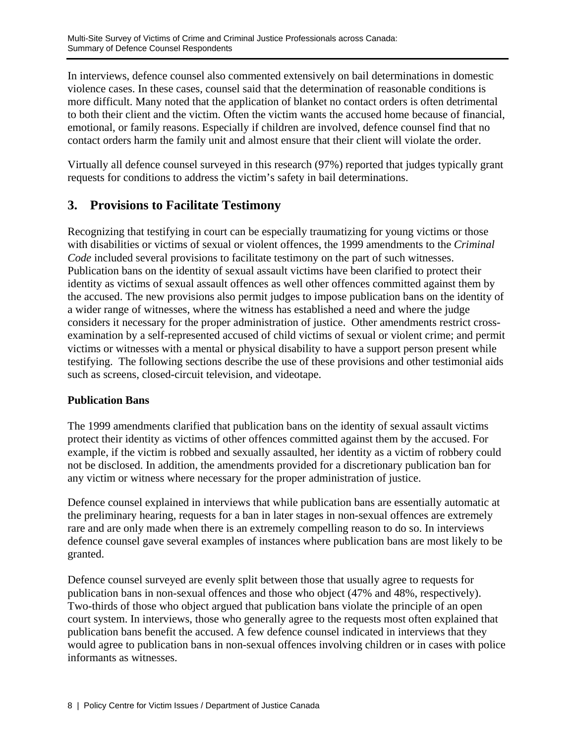In interviews, defence counsel also commented extensively on bail determinations in domestic violence cases. In these cases, counsel said that the determination of reasonable conditions is more difficult. Many noted that the application of blanket no contact orders is often detrimental to both their client and the victim. Often the victim wants the accused home because of financial, emotional, or family reasons. Especially if children are involved, defence counsel find that no contact orders harm the family unit and almost ensure that their client will violate the order.

Virtually all defence counsel surveyed in this research (97%) reported that judges typically grant requests for conditions to address the victim's safety in bail determinations.

## 3. Provisions to Facilitate Testimony

Recognizing that testifying in court can be especially traumatizing for young victims or those with disabilities or victims of sexual or violent offences, the 1999 amendments to the *Criminal Code* included several provisions to facilitate testimony on the part of such witnesses. Publication bans on the identity of sexual assault victims have been clarified to protect their identity as victims of sexual assault offences as well other offences committed against them by the accused. The new provisions also permit judges to impose publication bans on the identity of a wider range of witnesses, where the witness has established a need and where the judge considers it necessary for the proper administration of justice. Other amendments restrict cross-examination by a self-represented accused of child victims of sexual or violent crime; and permit victims or witnesses with a mental or physical disability to have a support person present while testifying. The following sections describe the use of these provisions and other testimonial aids such as screens, closed-circuit television, and videotape.

**Publication Bans**

The 1999 amendments clarified that publication bans on the identity of sexual assault victims protect their identity as victims of other offences committed against them by the accused. For example, if the victim is robbed and sexually assaulted, her identity as a victim of robbery could not be disclosed. In addition, the amendments provided for a discretionary publication ban for any victim or witness where necessary for the proper administration of justice.

Defence counsel explained in interviews that while publication bans are essentially automatic at the preliminary hearing, requests for a ban in later stages in non-sexual offences are extremely rare and are only made when there is an extremely compelling reason to do so. In interviews defence counsel gave several examples of instances where publication bans are most likely to be granted.

Defence counsel surveyed are evenly split between those that usually agree to requests for publication bans in non-sexual offences and those who object (47% and 48%, respectively). Two-thirds of those who object argued that publication bans violate the principle of an open court system. In interviews, those who generally agree to the requests most often explained that publication bans benefit the accused. A few defence counsel indicated in interviews that they would agree to publication bans in non-sexual offences involving children or in cases with police informants as witnesses.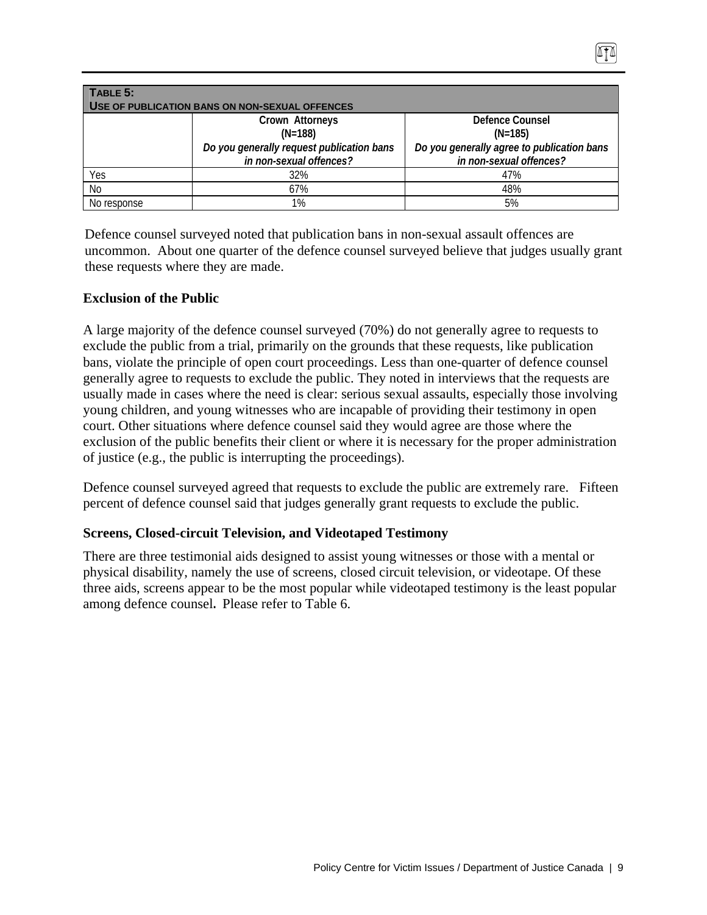**TABLE 5:**
**USE OF PUBLICATION BANS ON NON-SEXUAL OFFENCES**

| | Crown Attorneys (N=188) *Do you generally request publication bans in non-sexual offences?* | Defence Counsel (N=185) *Do you generally agree to publication bans in non-sexual offences?* |
|---|---|---|
| Yes | 32% | 47% |
| No | 67% | 48% |
| No response | 1% | 5% |

Defence counsel surveyed noted that publication bans in non-sexual assault offences are uncommon. About one quarter of the defence counsel surveyed believe that judges usually grant these requests where they are made.

### Exclusion of the Public

A large majority of the defence counsel surveyed (70%) do not generally agree to requests to exclude the public from a trial, primarily on the grounds that these requests, like publication bans, violate the principle of open court proceedings. Less than one-quarter of defence counsel generally agree to requests to exclude the public. They noted in interviews that the requests are usually made in cases where the need is clear: serious sexual assaults, especially those involving young children, and young witnesses who are incapable of providing their testimony in open court. Other situations where defence counsel said they would agree are those where the exclusion of the public benefits their client or where it is necessary for the proper administration of justice (e.g., the public is interrupting the proceedings).

Defence counsel surveyed agreed that requests to exclude the public are extremely rare. Fifteen percent of defence counsel said that judges generally grant requests to exclude the public.

### Screens, Closed-circuit Television, and Videotaped Testimony

There are three testimonial aids designed to assist young witnesses or those with a mental or physical disability, namely the use of screens, closed circuit television, or videotape. Of these three aids, screens appear to be the most popular while videotaped testimony is the least popular among defence counsel**.** Please refer to Table 6.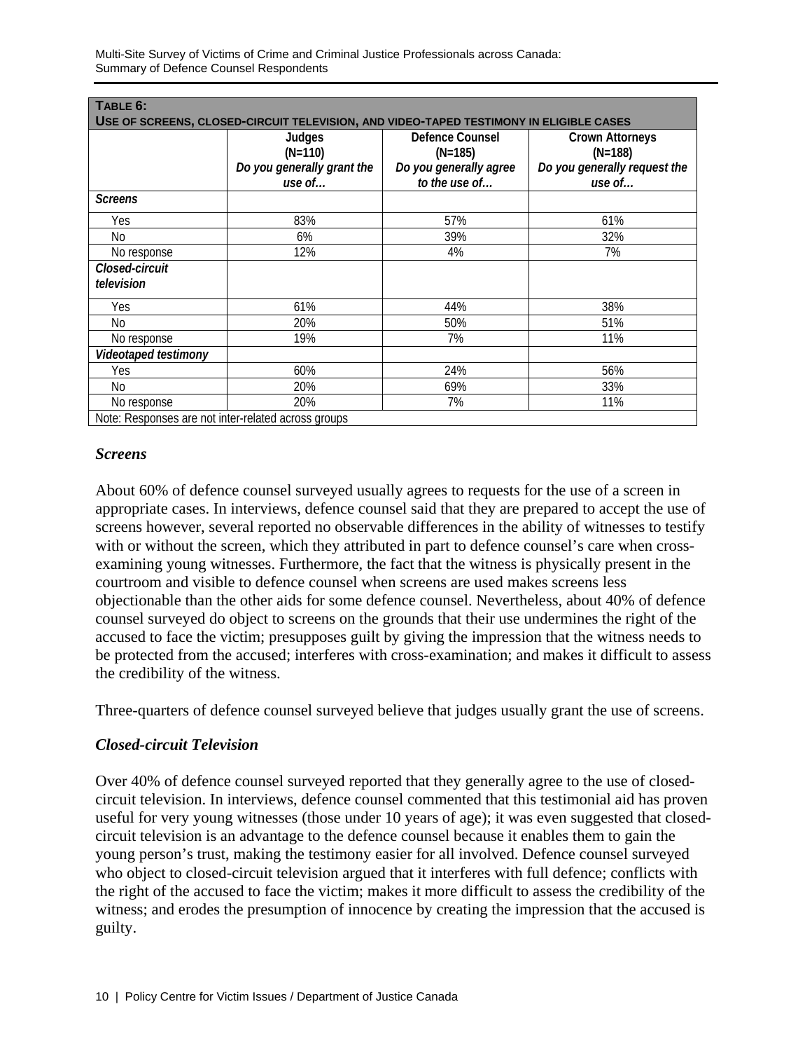| **TABLE 6:** **USE OF SCREENS, CLOSED-CIRCUIT TELEVISION, AND VIDEO-TAPED TESTIMONY IN ELIGIBLE CASES** | | | |
|---|---|---|---|
| | Judges (N=110) *Do you generally grant the use of…* | Defence Counsel (N=185) *Do you generally agree to the use of…* | Crown Attorneys (N=188) *Do you generally request the use of…* |
| ***Screens*** | | | |
| Yes | 83% | 57% | 61% |
| No | 6% | 39% | 32% |
| No response | 12% | 4% | 7% |
| ***Closed-circuit television*** | | | |
| Yes | 61% | 44% | 38% |
| No | 20% | 50% | 51% |
| No response | 19% | 7% | 11% |
| ***Videotaped testimony*** | | | |
| Yes | 60% | 24% | 56% |
| No | 20% | 69% | 33% |
| No response | 20% | 7% | 11% |
| Note: Responses are not inter-related across groups | | | |

### *Screens*

About 60% of defence counsel surveyed usually agrees to requests for the use of a screen in appropriate cases. In interviews, defence counsel said that they are prepared to accept the use of screens however, several reported no observable differences in the ability of witnesses to testify with or without the screen, which they attributed in part to defence counsel's care when cross-examining young witnesses. Furthermore, the fact that the witness is physically present in the courtroom and visible to defence counsel when screens are used makes screens less objectionable than the other aids for some defence counsel. Nevertheless, about 40% of defence counsel surveyed do object to screens on the grounds that their use undermines the right of the accused to face the victim; presupposes guilt by giving the impression that the witness needs to be protected from the accused; interferes with cross-examination; and makes it difficult to assess the credibility of the witness.

Three-quarters of defence counsel surveyed believe that judges usually grant the use of screens.

### *Closed-circuit Television*

Over 40% of defence counsel surveyed reported that they generally agree to the use of closed-circuit television. In interviews, defence counsel commented that this testimonial aid has proven useful for very young witnesses (those under 10 years of age); it was even suggested that closed-circuit television is an advantage to the defence counsel because it enables them to gain the young person's trust, making the testimony easier for all involved. Defence counsel surveyed who object to closed-circuit television argued that it interferes with full defence; conflicts with the right of the accused to face the victim; makes it more difficult to assess the credibility of the witness; and erodes the presumption of innocence by creating the impression that the accused is guilty.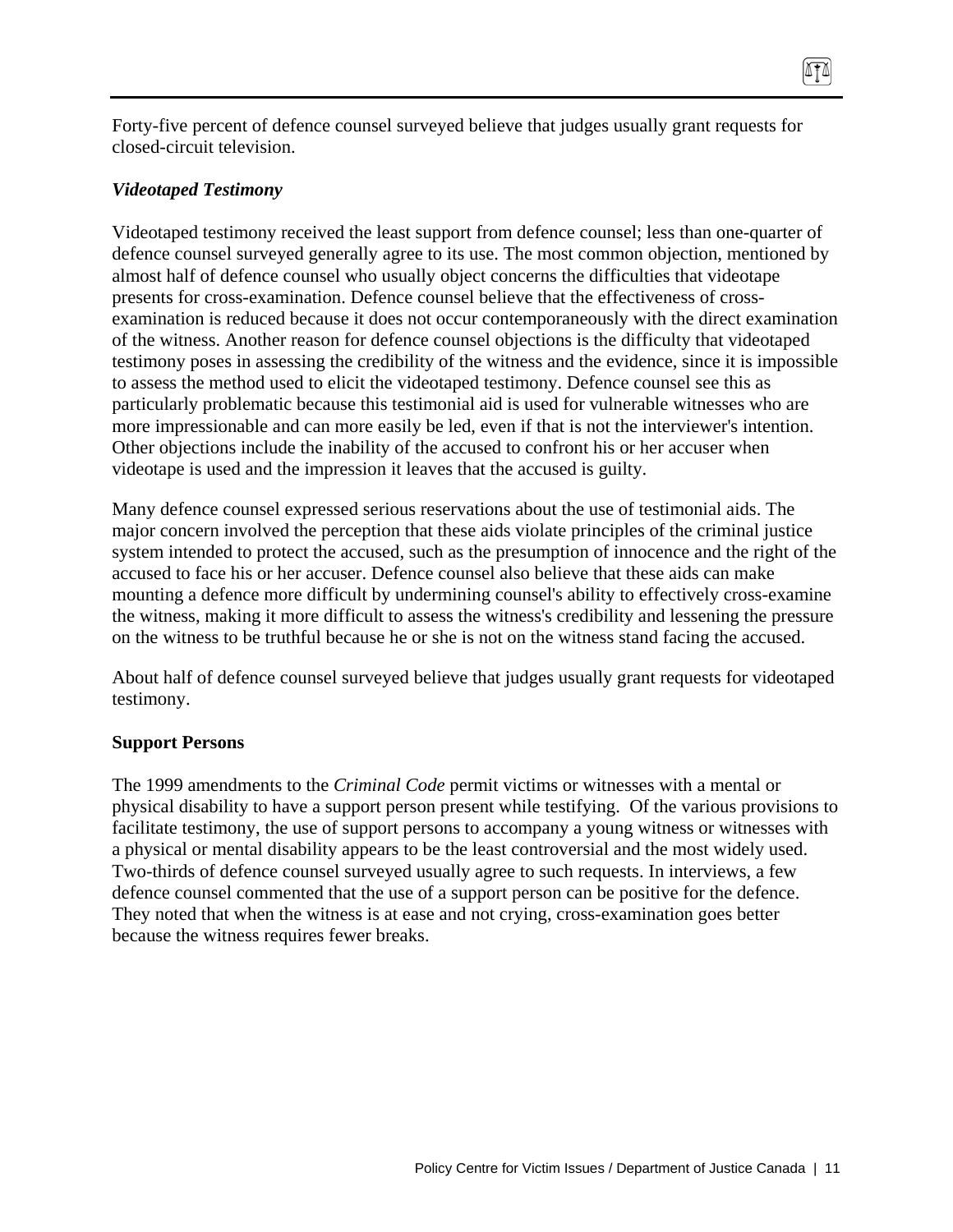Forty-five percent of defence counsel surveyed believe that judges usually grant requests for closed-circuit television.

### *Videotaped Testimony*

Videotaped testimony received the least support from defence counsel; less than one-quarter of defence counsel surveyed generally agree to its use. The most common objection, mentioned by almost half of defence counsel who usually object concerns the difficulties that videotape presents for cross-examination. Defence counsel believe that the effectiveness of cross-examination is reduced because it does not occur contemporaneously with the direct examination of the witness. Another reason for defence counsel objections is the difficulty that videotaped testimony poses in assessing the credibility of the witness and the evidence, since it is impossible to assess the method used to elicit the videotaped testimony. Defence counsel see this as particularly problematic because this testimonial aid is used for vulnerable witnesses who are more impressionable and can more easily be led, even if that is not the interviewer's intention. Other objections include the inability of the accused to confront his or her accuser when videotape is used and the impression it leaves that the accused is guilty.

Many defence counsel expressed serious reservations about the use of testimonial aids. The major concern involved the perception that these aids violate principles of the criminal justice system intended to protect the accused, such as the presumption of innocence and the right of the accused to face his or her accuser. Defence counsel also believe that these aids can make mounting a defence more difficult by undermining counsel's ability to effectively cross-examine the witness, making it more difficult to assess the witness's credibility and lessening the pressure on the witness to be truthful because he or she is not on the witness stand facing the accused.

About half of defence counsel surveyed believe that judges usually grant requests for videotaped testimony.

### Support Persons

The 1999 amendments to the *Criminal Code* permit victims or witnesses with a mental or physical disability to have a support person present while testifying. Of the various provisions to facilitate testimony, the use of support persons to accompany a young witness or witnesses with a physical or mental disability appears to be the least controversial and the most widely used. Two-thirds of defence counsel surveyed usually agree to such requests. In interviews, a few defence counsel commented that the use of a support person can be positive for the defence. They noted that when the witness is at ease and not crying, cross-examination goes better because the witness requires fewer breaks.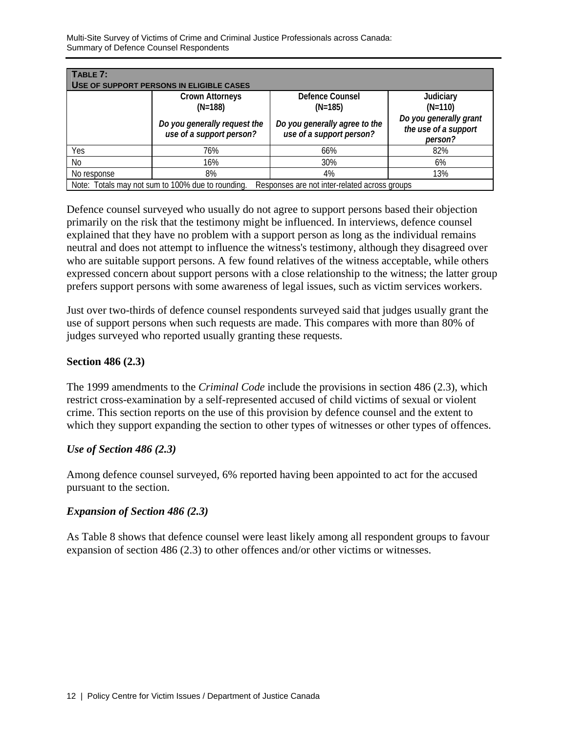**TABLE 7:**
**USE OF SUPPORT PERSONS IN ELIGIBLE CASES**

| | Crown Attorneys (N=188) *Do you generally request the use of a support person?* | Defence Counsel (N=185) *Do you generally agree to the use of a support person?* | Judiciary (N=110) *Do you generally grant the use of a support person?* |
|---|---|---|---|
| Yes | 76% | 66% | 82% |
| No | 16% | 30% | 6% |
| No response | 8% | 4% | 13% |

Note: Totals may not sum to 100% due to rounding. Responses are not inter-related across groups

Defence counsel surveyed who usually do not agree to support persons based their objection primarily on the risk that the testimony might be influenced. In interviews, defence counsel explained that they have no problem with a support person as long as the individual remains neutral and does not attempt to influence the witness's testimony, although they disagreed over who are suitable support persons. A few found relatives of the witness acceptable, while others expressed concern about support persons with a close relationship to the witness; the latter group prefers support persons with some awareness of legal issues, such as victim services workers.

Just over two-thirds of defence counsel respondents surveyed said that judges usually grant the use of support persons when such requests are made. This compares with more than 80% of judges surveyed who reported usually granting these requests.

### Section 486 (2.3)

The 1999 amendments to the *Criminal Code* include the provisions in section 486 (2.3), which restrict cross-examination by a self-represented accused of child victims of sexual or violent crime. This section reports on the use of this provision by defence counsel and the extent to which they support expanding the section to other types of witnesses or other types of offences.

#### *Use of Section 486 (2.3)*

Among defence counsel surveyed, 6% reported having been appointed to act for the accused pursuant to the section.

#### *Expansion of Section 486 (2.3)*

As Table 8 shows that defence counsel were least likely among all respondent groups to favour expansion of section 486 (2.3) to other offences and/or other victims or witnesses.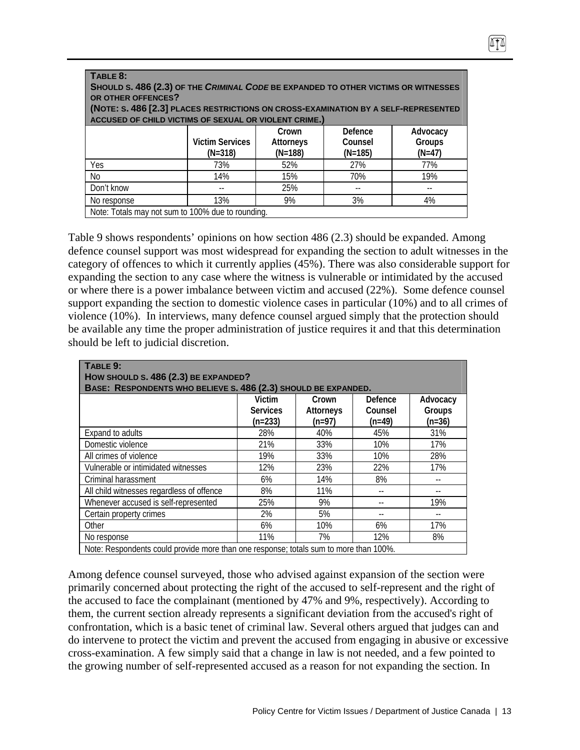**TABLE 8:**
**SHOULD S. 486 (2.3) OF THE *CRIMINAL CODE* BE EXPANDED TO OTHER VICTIMS OR WITNESSES OR OTHER OFFENCES?**
**(NOTE: S. 486 [2.3] PLACES RESTRICTIONS ON CROSS-EXAMINATION BY A SELF-REPRESENTED ACCUSED OF CHILD VICTIMS OF SEXUAL OR VIOLENT CRIME.)**

| | Victim Services (N=318) | Crown Attorneys (N=188) | Defence Counsel (N=185) | Advocacy Groups (N=47) |
|---|---|---|---|---|
| Yes | 73% | 52% | 27% | 77% |
| No | 14% | 15% | 70% | 19% |
| Don't know | -- | 25% | -- | -- |
| No response | 13% | 9% | 3% | 4% |

Note: Totals may not sum to 100% due to rounding.

Table 9 shows respondents' opinions on how section 486 (2.3) should be expanded. Among defence counsel support was most widespread for expanding the section to adult witnesses in the category of offences to which it currently applies (45%). There was also considerable support for expanding the section to any case where the witness is vulnerable or intimidated by the accused or where there is a power imbalance between victim and accused (22%). Some defence counsel support expanding the section to domestic violence cases in particular (10%) and to all crimes of violence (10%). In interviews, many defence counsel argued simply that the protection should be available any time the proper administration of justice requires it and that this determination should be left to judicial discretion.

**TABLE 9:**
**HOW SHOULD S. 486 (2.3) BE EXPANDED?**
**BASE: RESPONDENTS WHO BELIEVE S. 486 (2.3) SHOULD BE EXPANDED.**

| | Victim Services (n=233) | Crown Attorneys (n=97) | Defence Counsel (n=49) | Advocacy Groups (n=36) |
|---|---|---|---|---|
| Expand to adults | 28% | 40% | 45% | 31% |
| Domestic violence | 21% | 33% | 10% | 17% |
| All crimes of violence | 19% | 33% | 10% | 28% |
| Vulnerable or intimidated witnesses | 12% | 23% | 22% | 17% |
| Criminal harassment | 6% | 14% | 8% | -- |
| All child witnesses regardless of offence | 8% | 11% | -- | -- |
| Whenever accused is self-represented | 25% | 9% | -- | 19% |
| Certain property crimes | 2% | 5% | -- | -- |
| Other | 6% | 10% | 6% | 17% |
| No response | 11% | 7% | 12% | 8% |

Note: Respondents could provide more than one response; totals sum to more than 100%.

Among defence counsel surveyed, those who advised against expansion of the section were primarily concerned about protecting the right of the accused to self-represent and the right of the accused to face the complainant (mentioned by 47% and 9%, respectively). According to them, the current section already represents a significant deviation from the accused's right of confrontation, which is a basic tenet of criminal law. Several others argued that judges can and do intervene to protect the victim and prevent the accused from engaging in abusive or excessive cross-examination. A few simply said that a change in law is not needed, and a few pointed to the growing number of self-represented accused as a reason for not expanding the section. In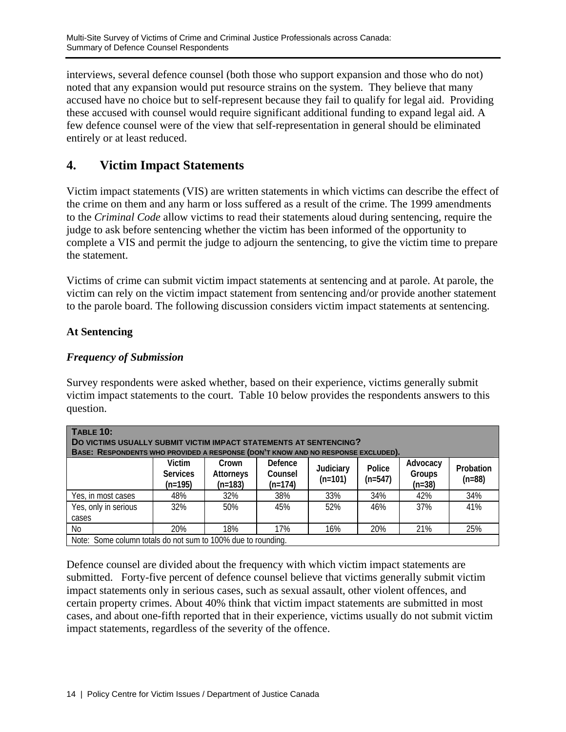interviews, several defence counsel (both those who support expansion and those who do not) noted that any expansion would put resource strains on the system. They believe that many accused have no choice but to self-represent because they fail to qualify for legal aid. Providing these accused with counsel would require significant additional funding to expand legal aid. A few defence counsel were of the view that self-representation in general should be eliminated entirely or at least reduced.

## 4. Victim Impact Statements

Victim impact statements (VIS) are written statements in which victims can describe the effect of the crime on them and any harm or loss suffered as a result of the crime. The 1999 amendments to the *Criminal Code* allow victims to read their statements aloud during sentencing, require the judge to ask before sentencing whether the victim has been informed of the opportunity to complete a VIS and permit the judge to adjourn the sentencing, to give the victim time to prepare the statement.

Victims of crime can submit victim impact statements at sentencing and at parole. At parole, the victim can rely on the victim impact statement from sentencing and/or provide another statement to the parole board. The following discussion considers victim impact statements at sentencing.

### At Sentencing

#### *Frequency of Submission*

Survey respondents were asked whether, based on their experience, victims generally submit victim impact statements to the court. Table 10 below provides the respondents answers to this question.

**TABLE 10:**
**DO VICTIMS USUALLY SUBMIT VICTIM IMPACT STATEMENTS AT SENTENCING?**
**BASE: RESPONDENTS WHO PROVIDED A RESPONSE (DON'T KNOW AND NO RESPONSE EXCLUDED).**

| | Victim Services (n=195) | Crown Attorneys (n=183) | Defence Counsel (n=174) | Judiciary (n=101) | Police (n=547) | Advocacy Groups (n=38) | Probation (n=88) |
|---|---|---|---|---|---|---|---|
| Yes, in most cases | 48% | 32% | 38% | 33% | 34% | 42% | 34% |
| Yes, only in serious cases | 32% | 50% | 45% | 52% | 46% | 37% | 41% |
| No | 20% | 18% | 17% | 16% | 20% | 21% | 25% |

Note: Some column totals do not sum to 100% due to rounding.

Defence counsel are divided about the frequency with which victim impact statements are submitted. Forty-five percent of defence counsel believe that victims generally submit victim impact statements only in serious cases, such as sexual assault, other violent offences, and certain property crimes. About 40% think that victim impact statements are submitted in most cases, and about one-fifth reported that in their experience, victims usually do not submit victim impact statements, regardless of the severity of the offence.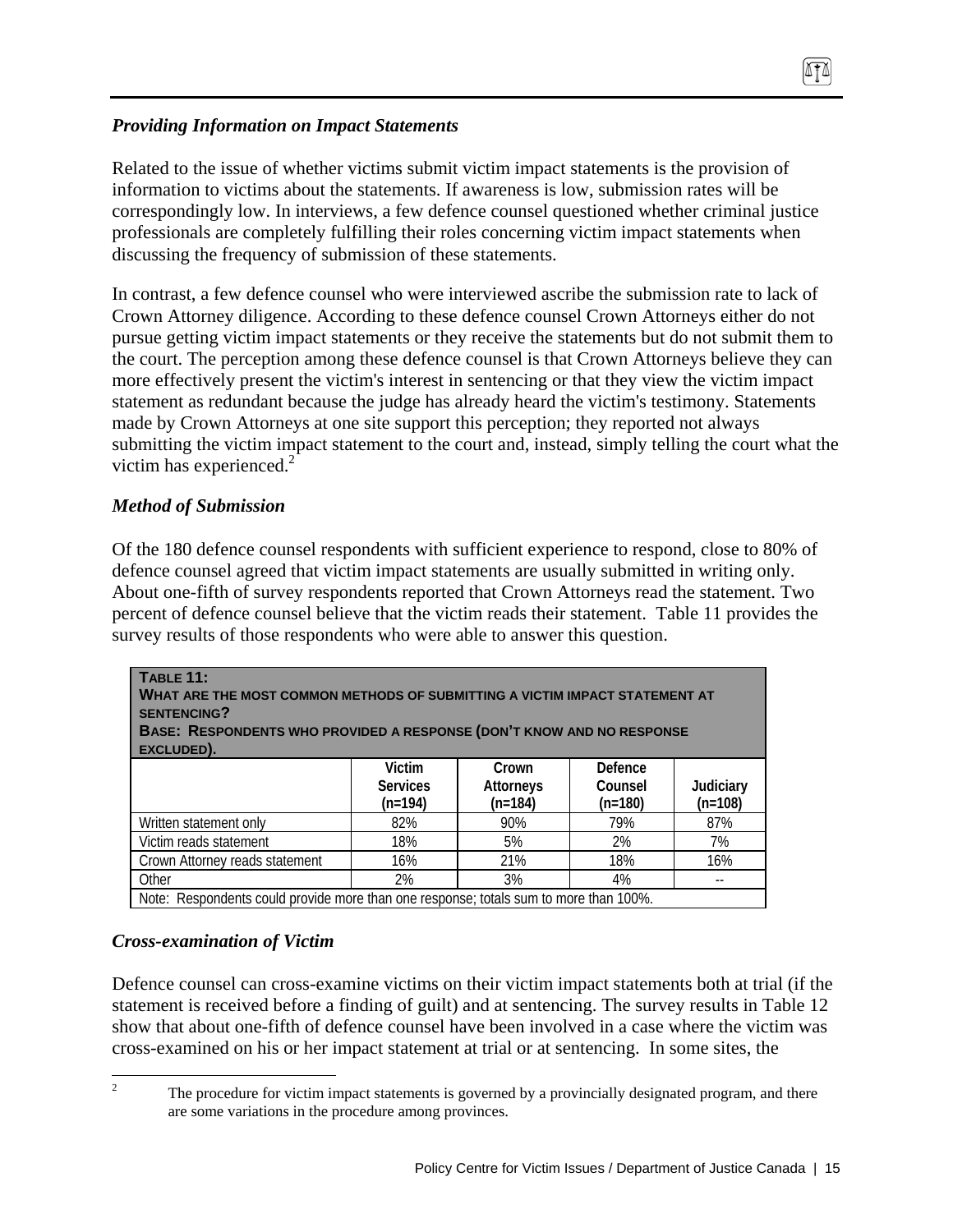### *Providing Information on Impact Statements*

Related to the issue of whether victims submit victim impact statements is the provision of information to victims about the statements. If awareness is low, submission rates will be correspondingly low. In interviews, a few defence counsel questioned whether criminal justice professionals are completely fulfilling their roles concerning victim impact statements when discussing the frequency of submission of these statements.

In contrast, a few defence counsel who were interviewed ascribe the submission rate to lack of Crown Attorney diligence. According to these defence counsel Crown Attorneys either do not pursue getting victim impact statements or they receive the statements but do not submit them to the court. The perception among these defence counsel is that Crown Attorneys believe they can more effectively present the victim's interest in sentencing or that they view the victim impact statement as redundant because the judge has already heard the victim's testimony. Statements made by Crown Attorneys at one site support this perception; they reported not always submitting the victim impact statement to the court and, instead, simply telling the court what the victim has experienced.[2]

### *Method of Submission*

Of the 180 defence counsel respondents with sufficient experience to respond, close to 80% of defence counsel agreed that victim impact statements are usually submitted in writing only. About one-fifth of survey respondents reported that Crown Attorneys read the statement. Two percent of defence counsel believe that the victim reads their statement. Table 11 provides the survey results of those respondents who were able to answer this question.

**TABLE 11:**
**WHAT ARE THE MOST COMMON METHODS OF SUBMITTING A VICTIM IMPACT STATEMENT AT SENTENCING?**
**BASE: RESPONDENTS WHO PROVIDED A RESPONSE (DON'T KNOW AND NO RESPONSE EXCLUDED).**

| | Victim Services (n=194) | Crown Attorneys (n=184) | Defence Counsel (n=180) | Judiciary (n=108) |
|---|---|---|---|---|
| Written statement only | 82% | 90% | 79% | 87% |
| Victim reads statement | 18% | 5% | 2% | 7% |
| Crown Attorney reads statement | 16% | 21% | 18% | 16% |
| Other | 2% | 3% | 4% | -- |

Note: Respondents could provide more than one response; totals sum to more than 100%.

### *Cross-examination of Victim*

Defence counsel can cross-examine victims on their victim impact statements both at trial (if the statement is received before a finding of guilt) and at sentencing. The survey results in Table 12 show that about one-fifth of defence counsel have been involved in a case where the victim was cross-examined on his or her impact statement at trial or at sentencing. In some sites, the

---

[2] The procedure for victim impact statements is governed by a provincially designated program, and there are some variations in the procedure among provinces.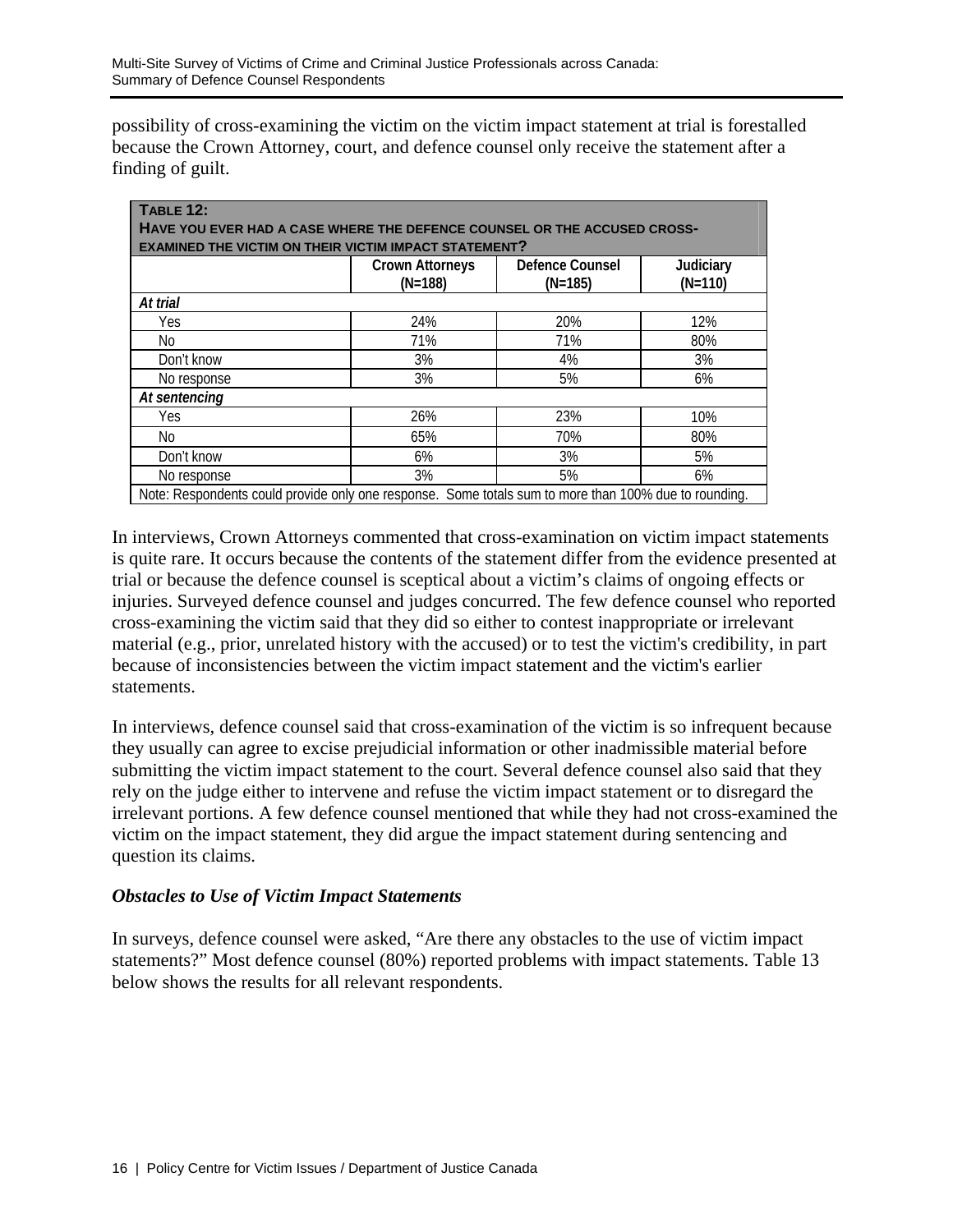possibility of cross-examining the victim on the victim impact statement at trial is forestalled because the Crown Attorney, court, and defence counsel only receive the statement after a finding of guilt.

**TABLE 12:**
**HAVE YOU EVER HAD A CASE WHERE THE DEFENCE COUNSEL OR THE ACCUSED CROSS-EXAMINED THE VICTIM ON THEIR VICTIM IMPACT STATEMENT?**

| | Crown Attorneys (N=188) | Defence Counsel (N=185) | Judiciary (N=110) |
|---|---|---|---|
| *At trial* | | | |
| Yes | 24% | 20% | 12% |
| No | 71% | 71% | 80% |
| Don't know | 3% | 4% | 3% |
| No response | 3% | 5% | 6% |
| *At sentencing* | | | |
| Yes | 26% | 23% | 10% |
| No | 65% | 70% | 80% |
| Don't know | 6% | 3% | 5% |
| No response | 3% | 5% | 6% |

Note: Respondents could provide only one response. Some totals sum to more than 100% due to rounding.

In interviews, Crown Attorneys commented that cross-examination on victim impact statements is quite rare. It occurs because the contents of the statement differ from the evidence presented at trial or because the defence counsel is sceptical about a victim's claims of ongoing effects or injuries. Surveyed defence counsel and judges concurred. The few defence counsel who reported cross-examining the victim said that they did so either to contest inappropriate or irrelevant material (e.g., prior, unrelated history with the accused) or to test the victim's credibility, in part because of inconsistencies between the victim impact statement and the victim's earlier statements.

In interviews, defence counsel said that cross-examination of the victim is so infrequent because they usually can agree to excise prejudicial information or other inadmissible material before submitting the victim impact statement to the court. Several defence counsel also said that they rely on the judge either to intervene and refuse the victim impact statement or to disregard the irrelevant portions. A few defence counsel mentioned that while they had not cross-examined the victim on the impact statement, they did argue the impact statement during sentencing and question its claims.

### *Obstacles to Use of Victim Impact Statements*

In surveys, defence counsel were asked, "Are there any obstacles to the use of victim impact statements?" Most defence counsel (80%) reported problems with impact statements. Table 13 below shows the results for all relevant respondents.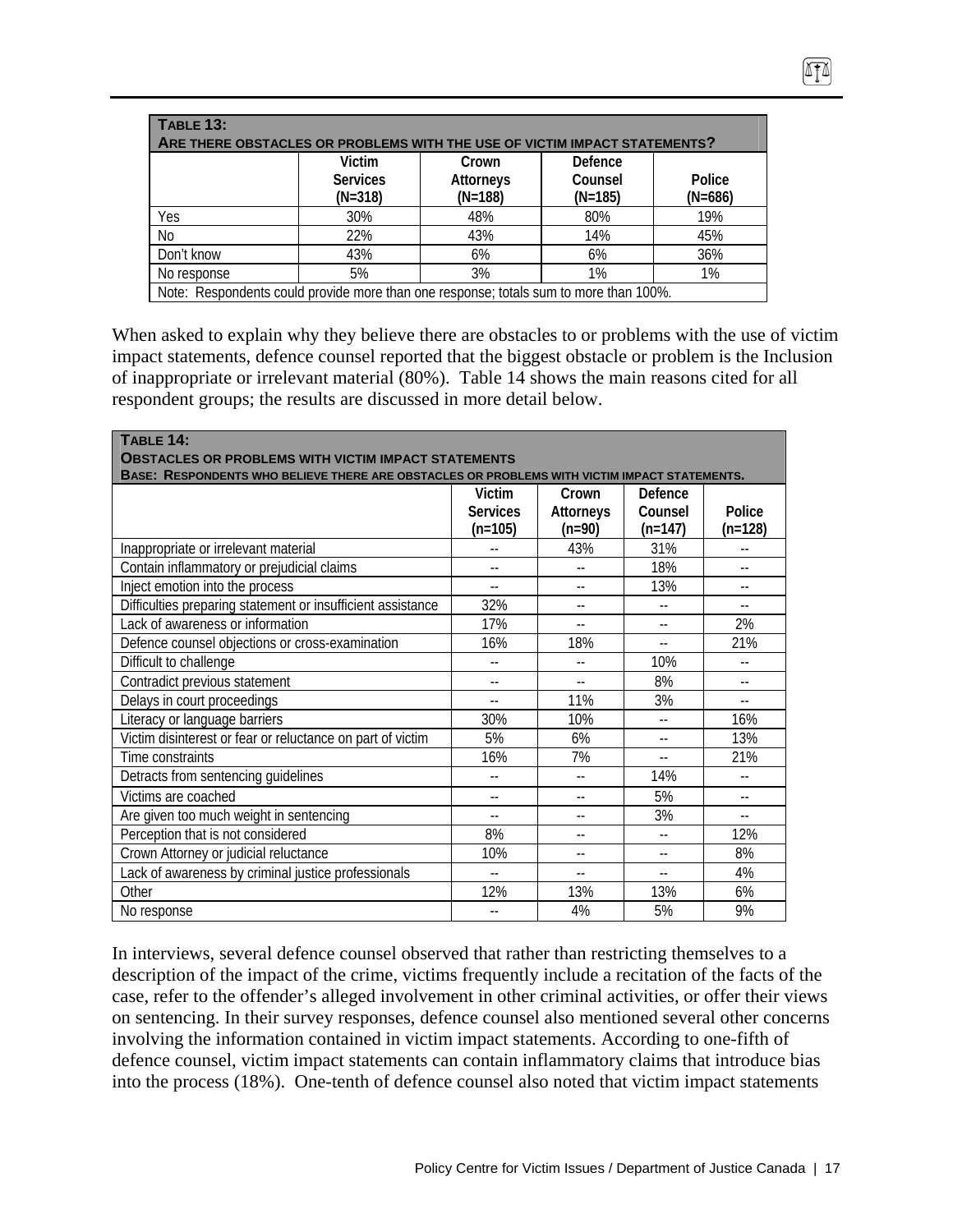| **TABLE 13:**<br>**ARE THERE OBSTACLES OR PROBLEMS WITH THE USE OF VICTIM IMPACT STATEMENTS?** | | | | |
|---|---|---|---|---|
| | Victim Services (N=318) | Crown Attorneys (N=188) | Defence Counsel (N=185) | Police (N=686) |
| Yes | 30% | 48% | 80% | 19% |
| No | 22% | 43% | 14% | 45% |
| Don't know | 43% | 6% | 6% | 36% |
| No response | 5% | 3% | 1% | 1% |
| Note: Respondents could provide more than one response; totals sum to more than 100%. | | | | |

When asked to explain why they believe there are obstacles to or problems with the use of victim impact statements, defence counsel reported that the biggest obstacle or problem is the Inclusion of inappropriate or irrelevant material (80%). Table 14 shows the main reasons cited for all respondent groups; the results are discussed in more detail below.

| **TABLE 14:**<br>**OBSTACLES OR PROBLEMS WITH VICTIM IMPACT STATEMENTS**<br>**BASE: RESPONDENTS WHO BELIEVE THERE ARE OBSTACLES OR PROBLEMS WITH VICTIM IMPACT STATEMENTS.** | | | | |
|---|---|---|---|---|
| | Victim Services (n=105) | Crown Attorneys (n=90) | Defence Counsel (n=147) | Police (n=128) |
| Inappropriate or irrelevant material | -- | 43% | 31% | -- |
| Contain inflammatory or prejudicial claims | -- | -- | 18% | -- |
| Inject emotion into the process | -- | -- | 13% | -- |
| Difficulties preparing statement or insufficient assistance | 32% | -- | -- | -- |
| Lack of awareness or information | 17% | -- | -- | 2% |
| Defence counsel objections or cross-examination | 16% | 18% | -- | 21% |
| Difficult to challenge | -- | -- | 10% | -- |
| Contradict previous statement | -- | -- | 8% | -- |
| Delays in court proceedings | -- | 11% | 3% | -- |
| Literacy or language barriers | 30% | 10% | -- | 16% |
| Victim disinterest or fear or reluctance on part of victim | 5% | 6% | -- | 13% |
| Time constraints | 16% | 7% | -- | 21% |
| Detracts from sentencing guidelines | -- | -- | 14% | -- |
| Victims are coached | -- | -- | 5% | -- |
| Are given too much weight in sentencing | -- | -- | 3% | -- |
| Perception that is not considered | 8% | -- | -- | 12% |
| Crown Attorney or judicial reluctance | 10% | -- | -- | 8% |
| Lack of awareness by criminal justice professionals | -- | -- | -- | 4% |
| Other | 12% | 13% | 13% | 6% |
| No response | -- | 4% | 5% | 9% |

In interviews, several defence counsel observed that rather than restricting themselves to a description of the impact of the crime, victims frequently include a recitation of the facts of the case, refer to the offender's alleged involvement in other criminal activities, or offer their views on sentencing. In their survey responses, defence counsel also mentioned several other concerns involving the information contained in victim impact statements. According to one-fifth of defence counsel, victim impact statements can contain inflammatory claims that introduce bias into the process (18%). One-tenth of defence counsel also noted that victim impact statements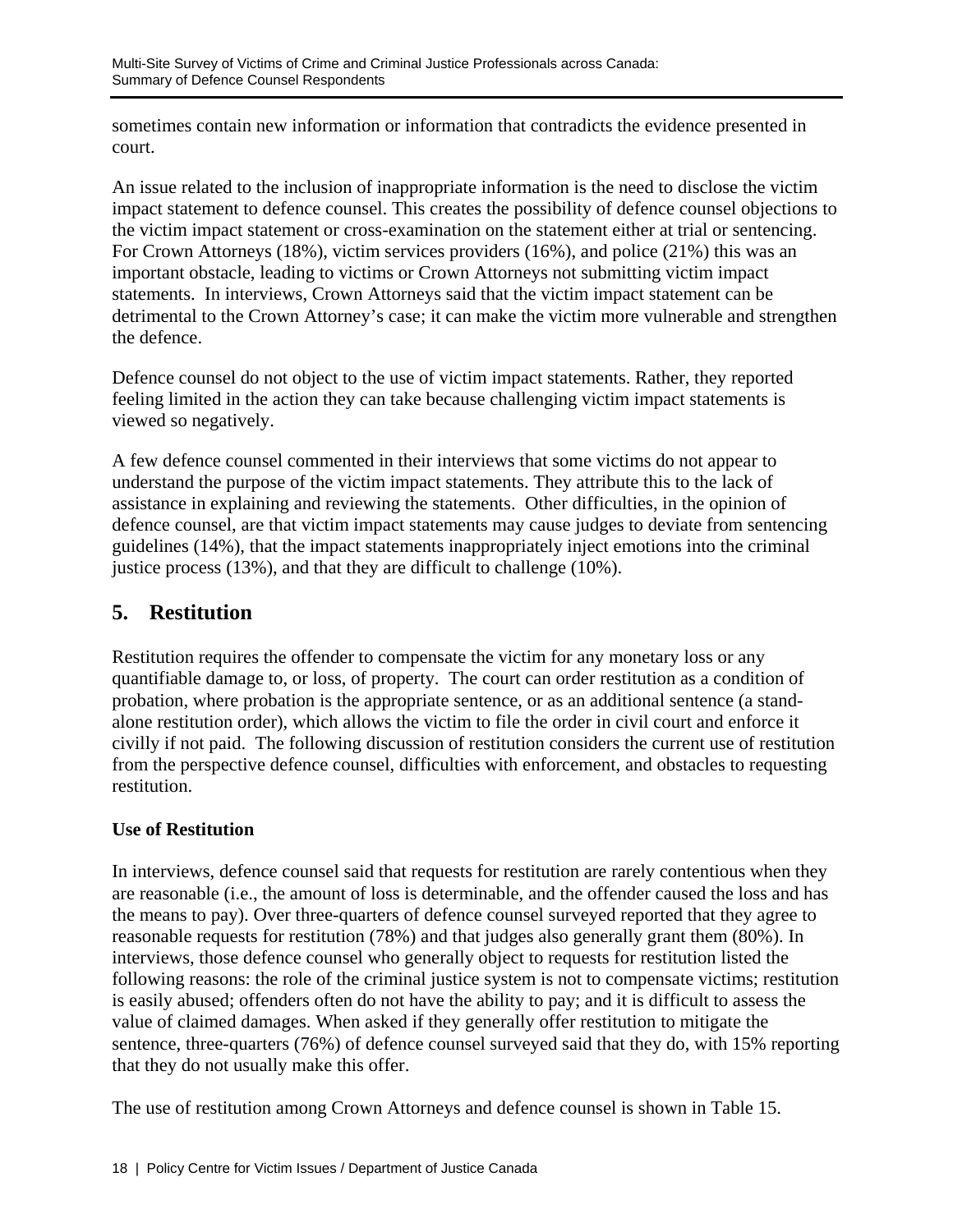sometimes contain new information or information that contradicts the evidence presented in court.

An issue related to the inclusion of inappropriate information is the need to disclose the victim impact statement to defence counsel. This creates the possibility of defence counsel objections to the victim impact statement or cross-examination on the statement either at trial or sentencing. For Crown Attorneys (18%), victim services providers (16%), and police (21%) this was an important obstacle, leading to victims or Crown Attorneys not submitting victim impact statements. In interviews, Crown Attorneys said that the victim impact statement can be detrimental to the Crown Attorney's case; it can make the victim more vulnerable and strengthen the defence.

Defence counsel do not object to the use of victim impact statements. Rather, they reported feeling limited in the action they can take because challenging victim impact statements is viewed so negatively.

A few defence counsel commented in their interviews that some victims do not appear to understand the purpose of the victim impact statements. They attribute this to the lack of assistance in explaining and reviewing the statements. Other difficulties, in the opinion of defence counsel, are that victim impact statements may cause judges to deviate from sentencing guidelines (14%), that the impact statements inappropriately inject emotions into the criminal justice process (13%), and that they are difficult to challenge (10%).

## 5. Restitution

Restitution requires the offender to compensate the victim for any monetary loss or any quantifiable damage to, or loss, of property. The court can order restitution as a condition of probation, where probation is the appropriate sentence, or as an additional sentence (a stand-alone restitution order), which allows the victim to file the order in civil court and enforce it civilly if not paid. The following discussion of restitution considers the current use of restitution from the perspective defence counsel, difficulties with enforcement, and obstacles to requesting restitution.

### Use of Restitution

In interviews, defence counsel said that requests for restitution are rarely contentious when they are reasonable (i.e., the amount of loss is determinable, and the offender caused the loss and has the means to pay). Over three-quarters of defence counsel surveyed reported that they agree to reasonable requests for restitution (78%) and that judges also generally grant them (80%). In interviews, those defence counsel who generally object to requests for restitution listed the following reasons: the role of the criminal justice system is not to compensate victims; restitution is easily abused; offenders often do not have the ability to pay; and it is difficult to assess the value of claimed damages. When asked if they generally offer restitution to mitigate the sentence, three-quarters (76%) of defence counsel surveyed said that they do, with 15% reporting that they do not usually make this offer.

The use of restitution among Crown Attorneys and defence counsel is shown in Table 15.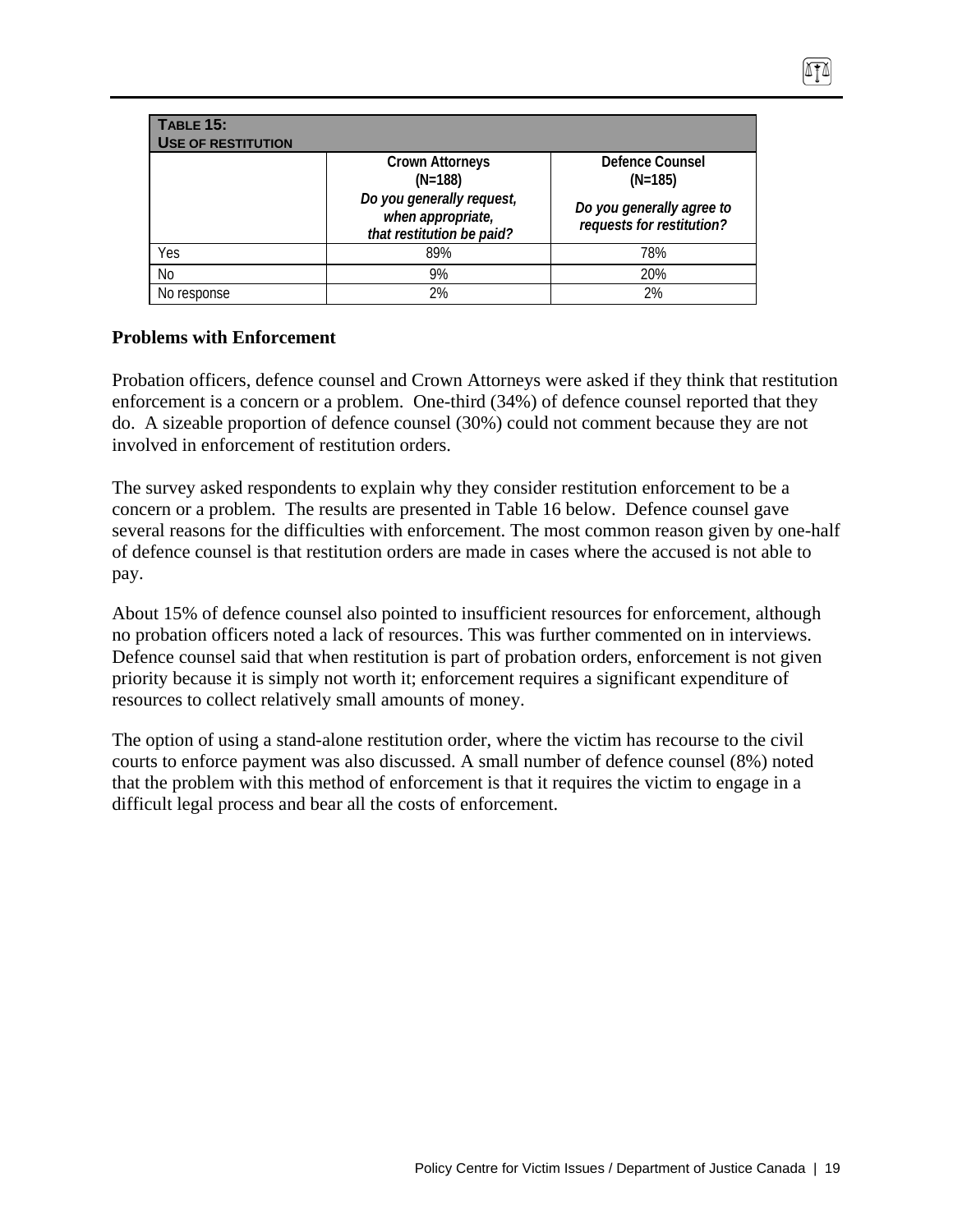| **TABLE 15: USE OF RESTITUTION** | | |
|---|---|---|
| | Crown Attorneys (N=188) *Do you generally request, when appropriate, that restitution be paid?* | Defence Counsel (N=185) *Do you generally agree to requests for restitution?* |
| Yes | 89% | 78% |
| No | 9% | 20% |
| No response | 2% | 2% |

**Problems with Enforcement**

Probation officers, defence counsel and Crown Attorneys were asked if they think that restitution enforcement is a concern or a problem. One-third (34%) of defence counsel reported that they do. A sizeable proportion of defence counsel (30%) could not comment because they are not involved in enforcement of restitution orders.

The survey asked respondents to explain why they consider restitution enforcement to be a concern or a problem. The results are presented in Table 16 below. Defence counsel gave several reasons for the difficulties with enforcement. The most common reason given by one-half of defence counsel is that restitution orders are made in cases where the accused is not able to pay.

About 15% of defence counsel also pointed to insufficient resources for enforcement, although no probation officers noted a lack of resources. This was further commented on in interviews. Defence counsel said that when restitution is part of probation orders, enforcement is not given priority because it is simply not worth it; enforcement requires a significant expenditure of resources to collect relatively small amounts of money.

The option of using a stand-alone restitution order, where the victim has recourse to the civil courts to enforce payment was also discussed. A small number of defence counsel (8%) noted that the problem with this method of enforcement is that it requires the victim to engage in a difficult legal process and bear all the costs of enforcement.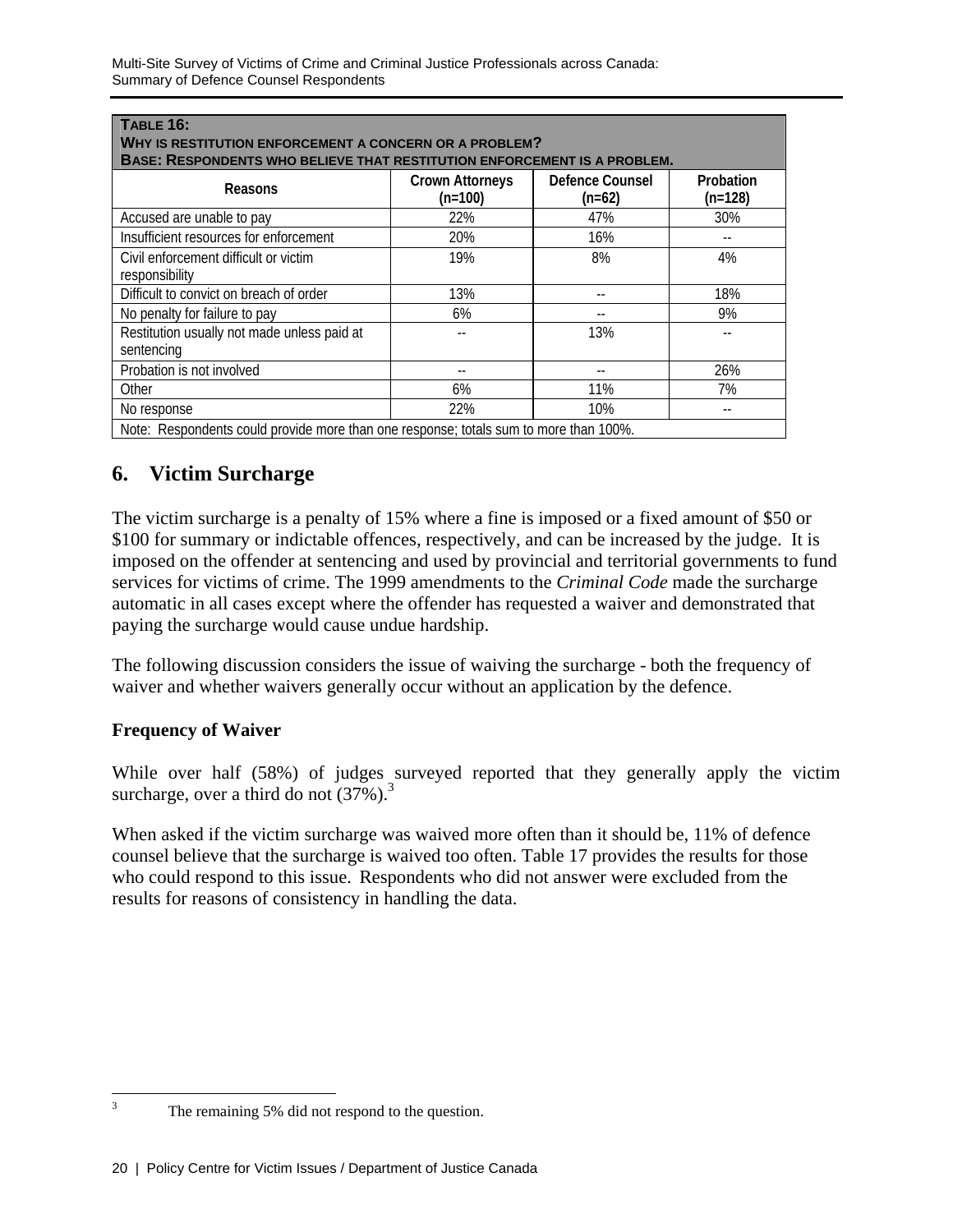**TABLE 16:**
**WHY IS RESTITUTION ENFORCEMENT A CONCERN OR A PROBLEM?**
**BASE: RESPONDENTS WHO BELIEVE THAT RESTITUTION ENFORCEMENT IS A PROBLEM.**

| Reasons | Crown Attorneys (n=100) | Defence Counsel (n=62) | Probation (n=128) |
|---|---|---|---|
| Accused are unable to pay | 22% | 47% | 30% |
| Insufficient resources for enforcement | 20% | 16% | -- |
| Civil enforcement difficult or victim responsibility | 19% | 8% | 4% |
| Difficult to convict on breach of order | 13% | -- | 18% |
| No penalty for failure to pay | 6% | -- | 9% |
| Restitution usually not made unless paid at sentencing | -- | 13% | -- |
| Probation is not involved | -- | -- | 26% |
| Other | 6% | 11% | 7% |
| No response | 22% | 10% | -- |

Note: Respondents could provide more than one response; totals sum to more than 100%.

## 6. Victim Surcharge

The victim surcharge is a penalty of 15% where a fine is imposed or a fixed amount of $50 or $100 for summary or indictable offences, respectively, and can be increased by the judge. It is imposed on the offender at sentencing and used by provincial and territorial governments to fund services for victims of crime. The 1999 amendments to the *Criminal Code* made the surcharge automatic in all cases except where the offender has requested a waiver and demonstrated that paying the surcharge would cause undue hardship.

The following discussion considers the issue of waiving the surcharge - both the frequency of waiver and whether waivers generally occur without an application by the defence.

### Frequency of Waiver

While over half (58%) of judges surveyed reported that they generally apply the victim surcharge, over a third do not (37%).[3]

When asked if the victim surcharge was waived more often than it should be, 11% of defence counsel believe that the surcharge is waived too often. Table 17 provides the results for those who could respond to this issue. Respondents who did not answer were excluded from the results for reasons of consistency in handling the data.

---

[3] The remaining 5% did not respond to the question.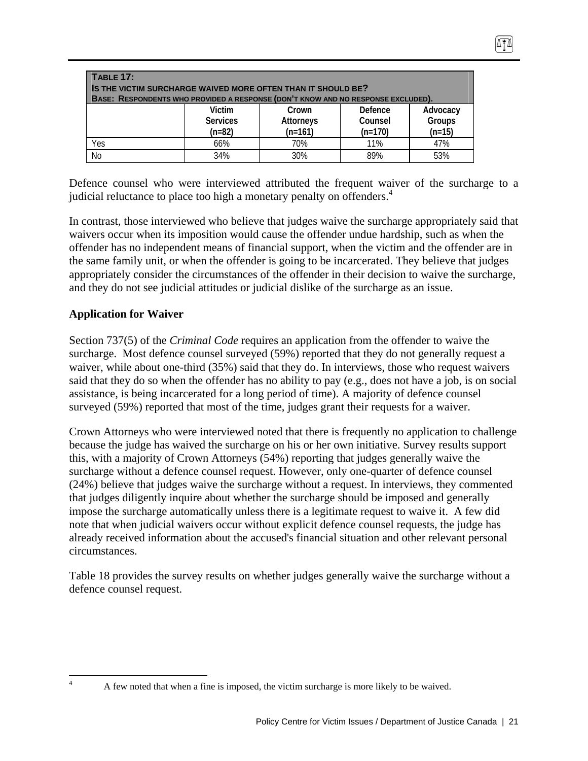| TABLE 17: IS THE VICTIM SURCHARGE WAIVED MORE OFTEN THAN IT SHOULD BE? BASE: RESPONDENTS WHO PROVIDED A RESPONSE (DON'T KNOW AND NO RESPONSE EXCLUDED). | | | | |
|---|---|---|---|---|
| | Victim Services (n=82) | Crown Attorneys (n=161) | Defence Counsel (n=170) | Advocacy Groups (n=15) |
| Yes | 66% | 70% | 11% | 47% |
| No | 34% | 30% | 89% | 53% |

Defence counsel who were interviewed attributed the frequent waiver of the surcharge to a judicial reluctance to place too high a monetary penalty on offenders.[4]

In contrast, those interviewed who believe that judges waive the surcharge appropriately said that waivers occur when its imposition would cause the offender undue hardship, such as when the offender has no independent means of financial support, when the victim and the offender are in the same family unit, or when the offender is going to be incarcerated. They believe that judges appropriately consider the circumstances of the offender in their decision to waive the surcharge, and they do not see judicial attitudes or judicial dislike of the surcharge as an issue.

**Application for Waiver**

Section 737(5) of the *Criminal Code* requires an application from the offender to waive the surcharge. Most defence counsel surveyed (59%) reported that they do not generally request a waiver, while about one-third (35%) said that they do. In interviews, those who request waivers said that they do so when the offender has no ability to pay (e.g., does not have a job, is on social assistance, is being incarcerated for a long period of time). A majority of defence counsel surveyed (59%) reported that most of the time, judges grant their requests for a waiver.

Crown Attorneys who were interviewed noted that there is frequently no application to challenge because the judge has waived the surcharge on his or her own initiative. Survey results support this, with a majority of Crown Attorneys (54%) reporting that judges generally waive the surcharge without a defence counsel request. However, only one-quarter of defence counsel (24%) believe that judges waive the surcharge without a request. In interviews, they commented that judges diligently inquire about whether the surcharge should be imposed and generally impose the surcharge automatically unless there is a legitimate request to waive it. A few did note that when judicial waivers occur without explicit defence counsel requests, the judge has already received information about the accused's financial situation and other relevant personal circumstances.

Table 18 provides the survey results on whether judges generally waive the surcharge without a defence counsel request.

---

[4] A few noted that when a fine is imposed, the victim surcharge is more likely to be waived.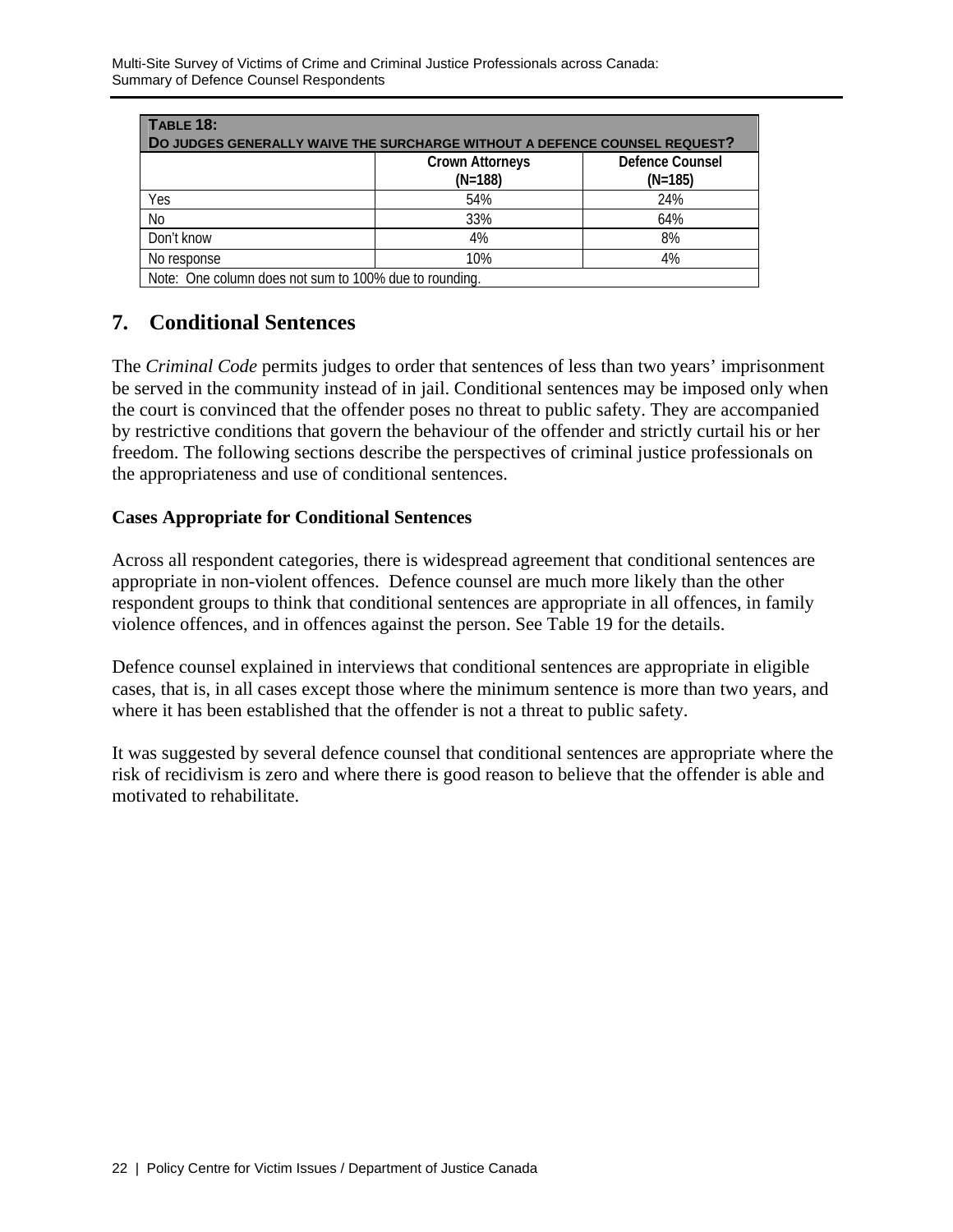| TABLE 18: DO JUDGES GENERALLY WAIVE THE SURCHARGE WITHOUT A DEFENCE COUNSEL REQUEST? | | |
|---|---|---|
| | Crown Attorneys (N=188) | Defence Counsel (N=185) |
| Yes | 54% | 24% |
| No | 33% | 64% |
| Don't know | 4% | 8% |
| No response | 10% | 4% |
| Note: One column does not sum to 100% due to rounding. | | |

## 7. Conditional Sentences

The *Criminal Code* permits judges to order that sentences of less than two years' imprisonment be served in the community instead of in jail. Conditional sentences may be imposed only when the court is convinced that the offender poses no threat to public safety. They are accompanied by restrictive conditions that govern the behaviour of the offender and strictly curtail his or her freedom. The following sections describe the perspectives of criminal justice professionals on the appropriateness and use of conditional sentences.

### Cases Appropriate for Conditional Sentences

Across all respondent categories, there is widespread agreement that conditional sentences are appropriate in non-violent offences. Defence counsel are much more likely than the other respondent groups to think that conditional sentences are appropriate in all offences, in family violence offences, and in offences against the person. See Table 19 for the details.

Defence counsel explained in interviews that conditional sentences are appropriate in eligible cases, that is, in all cases except those where the minimum sentence is more than two years, and where it has been established that the offender is not a threat to public safety.

It was suggested by several defence counsel that conditional sentences are appropriate where the risk of recidivism is zero and where there is good reason to believe that the offender is able and motivated to rehabilitate.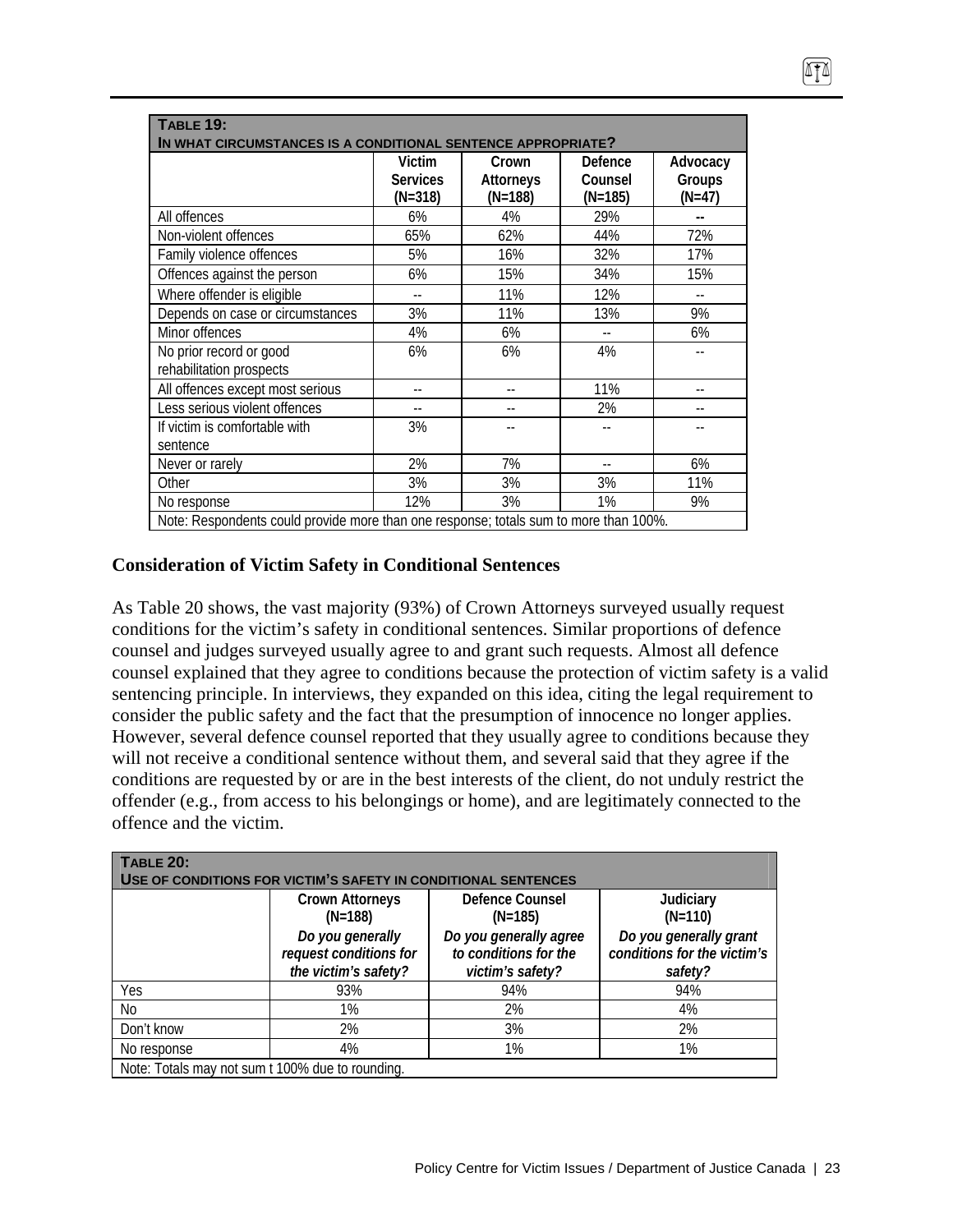**TABLE 19:**
**IN WHAT CIRCUMSTANCES IS A CONDITIONAL SENTENCE APPROPRIATE?**

| | Victim Services (N=318) | Crown Attorneys (N=188) | Defence Counsel (N=185) | Advocacy Groups (N=47) |
|---|---|---|---|---|
| All offences | 6% | 4% | 29% | -- |
| Non-violent offences | 65% | 62% | 44% | 72% |
| Family violence offences | 5% | 16% | 32% | 17% |
| Offences against the person | 6% | 15% | 34% | 15% |
| Where offender is eligible | -- | 11% | 12% | -- |
| Depends on case or circumstances | 3% | 11% | 13% | 9% |
| Minor offences | 4% | 6% | -- | 6% |
| No prior record or good rehabilitation prospects | 6% | 6% | 4% | -- |
| All offences except most serious | -- | -- | 11% | -- |
| Less serious violent offences | -- | -- | 2% | -- |
| If victim is comfortable with sentence | 3% | -- | -- | -- |
| Never or rarely | 2% | 7% | -- | 6% |
| Other | 3% | 3% | 3% | 11% |
| No response | 12% | 3% | 1% | 9% |

Note: Respondents could provide more than one response; totals sum to more than 100%.

## Consideration of Victim Safety in Conditional Sentences

As Table 20 shows, the vast majority (93%) of Crown Attorneys surveyed usually request conditions for the victim's safety in conditional sentences. Similar proportions of defence counsel and judges surveyed usually agree to and grant such requests. Almost all defence counsel explained that they agree to conditions because the protection of victim safety is a valid sentencing principle. In interviews, they expanded on this idea, citing the legal requirement to consider the public safety and the fact that the presumption of innocence no longer applies. However, several defence counsel reported that they usually agree to conditions because they will not receive a conditional sentence without them, and several said that they agree if the conditions are requested by or are in the best interests of the client, do not unduly restrict the offender (e.g., from access to his belongings or home), and are legitimately connected to the offence and the victim.

**TABLE 20:**
**USE OF CONDITIONS FOR VICTIM'S SAFETY IN CONDITIONAL SENTENCES**

| | Crown Attorneys (N=188) *Do you generally request conditions for the victim's safety?* | Defence Counsel (N=185) *Do you generally agree to conditions for the victim's safety?* | Judiciary (N=110) *Do you generally grant conditions for the victim's safety?* |
|---|---|---|---|
| Yes | 93% | 94% | 94% |
| No | 1% | 2% | 4% |
| Don't know | 2% | 3% | 2% |
| No response | 4% | 1% | 1% |

Note: Totals may not sum t 100% due to rounding.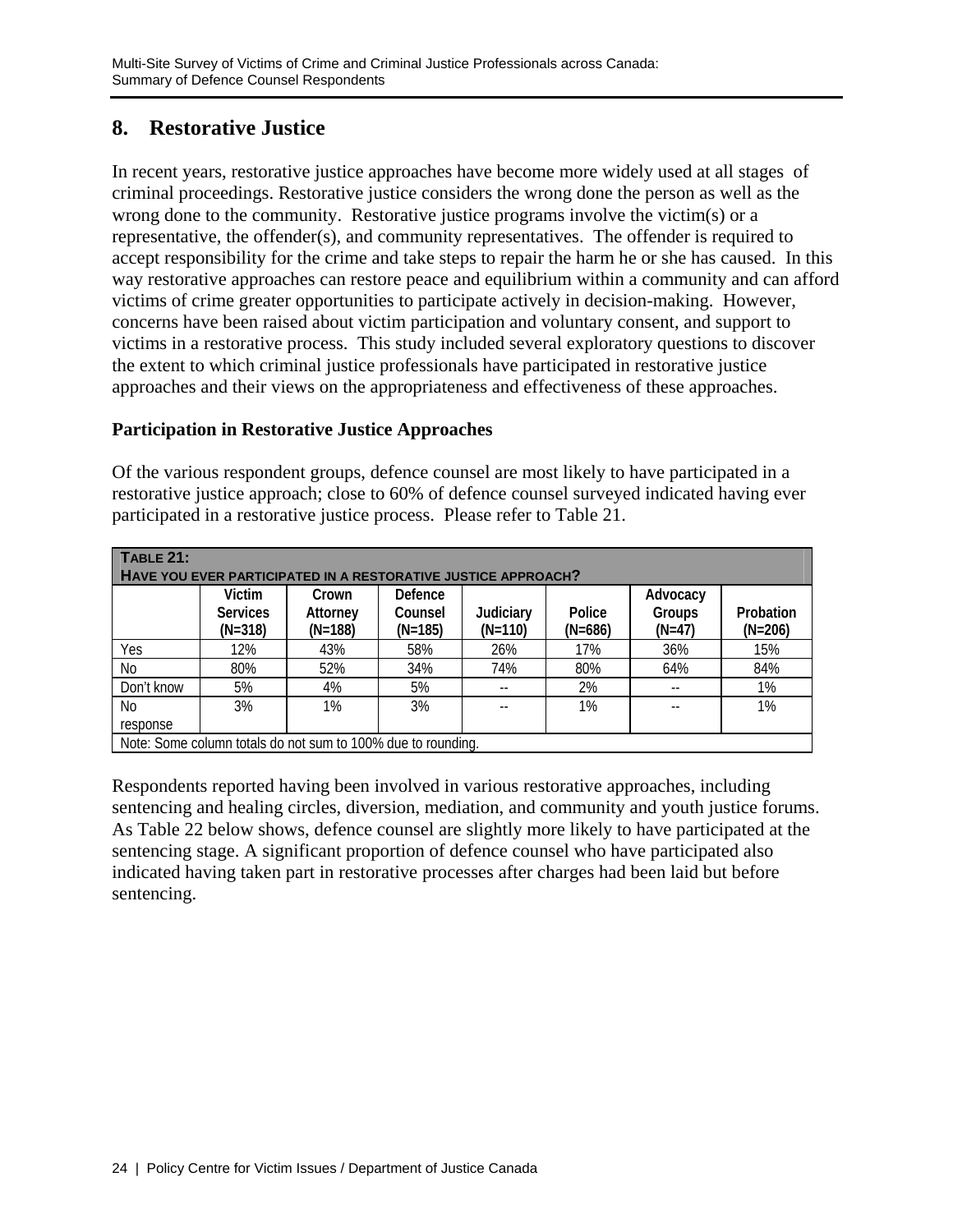## 8. Restorative Justice

In recent years, restorative justice approaches have become more widely used at all stages of criminal proceedings. Restorative justice considers the wrong done the person as well as the wrong done to the community. Restorative justice programs involve the victim(s) or a representative, the offender(s), and community representatives. The offender is required to accept responsibility for the crime and take steps to repair the harm he or she has caused. In this way restorative approaches can restore peace and equilibrium within a community and can afford victims of crime greater opportunities to participate actively in decision-making. However, concerns have been raised about victim participation and voluntary consent, and support to victims in a restorative process. This study included several exploratory questions to discover the extent to which criminal justice professionals have participated in restorative justice approaches and their views on the appropriateness and effectiveness of these approaches.

### Participation in Restorative Justice Approaches

Of the various respondent groups, defence counsel are most likely to have participated in a restorative justice approach; close to 60% of defence counsel surveyed indicated having ever participated in a restorative justice process. Please refer to Table 21.

**TABLE 21: HAVE YOU EVER PARTICIPATED IN A RESTORATIVE JUSTICE APPROACH?**

| | Victim Services (N=318) | Crown Attorney (N=188) | Defence Counsel (N=185) | Judiciary (N=110) | Police (N=686) | Advocacy Groups (N=47) | Probation (N=206) |
|---|---|---|---|---|---|---|---|
| Yes | 12% | 43% | 58% | 26% | 17% | 36% | 15% |
| No | 80% | 52% | 34% | 74% | 80% | 64% | 84% |
| Don't know | 5% | 4% | 5% | -- | 2% | -- | 1% |
| No response | 3% | 1% | 3% | -- | 1% | -- | 1% |

Note: Some column totals do not sum to 100% due to rounding.

Respondents reported having been involved in various restorative approaches, including sentencing and healing circles, diversion, mediation, and community and youth justice forums. As Table 22 below shows, defence counsel are slightly more likely to have participated at the sentencing stage. A significant proportion of defence counsel who have participated also indicated having taken part in restorative processes after charges had been laid but before sentencing.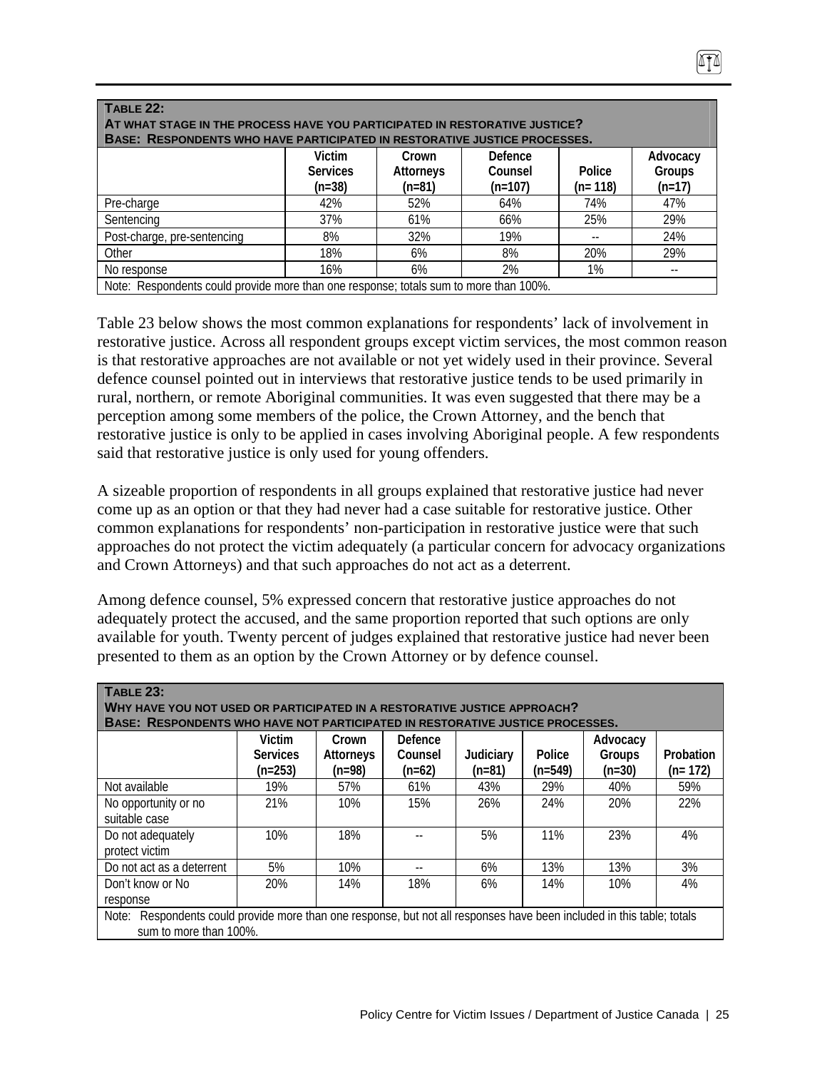**Table 22:**
**At what stage in the process have you participated in restorative justice?**
**Base: Respondents who have participated in restorative justice processes.**

| | Victim Services (n=38) | Crown Attorneys (n=81) | Defence Counsel (n=107) | Police (n= 118) | Advocacy Groups (n=17) |
|---|---|---|---|---|---|
| Pre-charge | 42% | 52% | 64% | 74% | 47% |
| Sentencing | 37% | 61% | 66% | 25% | 29% |
| Post-charge, pre-sentencing | 8% | 32% | 19% | -- | 24% |
| Other | 18% | 6% | 8% | 20% | 29% |
| No response | 16% | 6% | 2% | 1% | -- |

Note: Respondents could provide more than one response; totals sum to more than 100%.

Table 23 below shows the most common explanations for respondents' lack of involvement in restorative justice. Across all respondent groups except victim services, the most common reason is that restorative approaches are not available or not yet widely used in their province. Several defence counsel pointed out in interviews that restorative justice tends to be used primarily in rural, northern, or remote Aboriginal communities. It was even suggested that there may be a perception among some members of the police, the Crown Attorney, and the bench that restorative justice is only to be applied in cases involving Aboriginal people. A few respondents said that restorative justice is only used for young offenders.

A sizeable proportion of respondents in all groups explained that restorative justice had never come up as an option or that they had never had a case suitable for restorative justice. Other common explanations for respondents' non-participation in restorative justice were that such approaches do not protect the victim adequately (a particular concern for advocacy organizations and Crown Attorneys) and that such approaches do not act as a deterrent.

Among defence counsel, 5% expressed concern that restorative justice approaches do not adequately protect the accused, and the same proportion reported that such options are only available for youth. Twenty percent of judges explained that restorative justice had never been presented to them as an option by the Crown Attorney or by defence counsel.

**Table 23:**
**Why have you not used or participated in a restorative justice approach?**
**Base: Respondents who have not participated in restorative justice processes.**

| | Victim Services (n=253) | Crown Attorneys (n=98) | Defence Counsel (n=62) | Judiciary (n=81) | Police (n=549) | Advocacy Groups (n=30) | Probation (n= 172) |
|---|---|---|---|---|---|---|---|
| Not available | 19% | 57% | 61% | 43% | 29% | 40% | 59% |
| No opportunity or no suitable case | 21% | 10% | 15% | 26% | 24% | 20% | 22% |
| Do not adequately protect victim | 10% | 18% | -- | 5% | 11% | 23% | 4% |
| Do not act as a deterrent | 5% | 10% | -- | 6% | 13% | 13% | 3% |
| Don't know or No response | 20% | 14% | 18% | 6% | 14% | 10% | 4% |

Note: Respondents could provide more than one response, but not all responses have been included in this table; totals sum to more than 100%.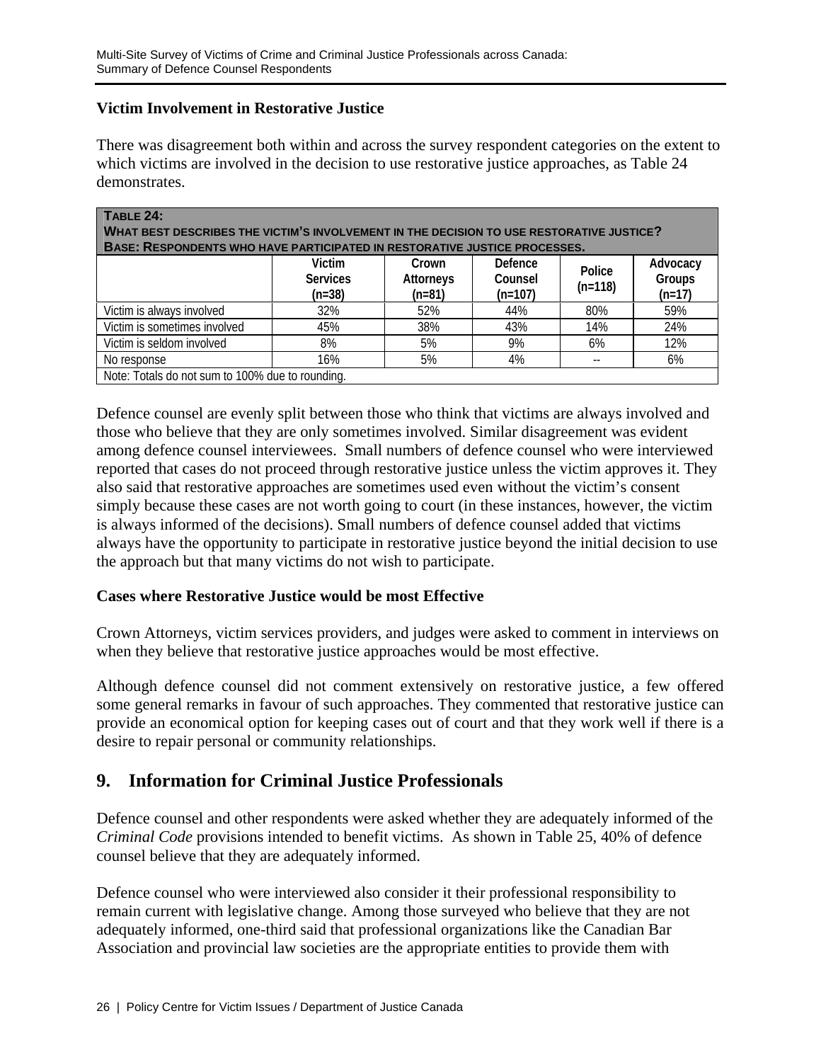### Victim Involvement in Restorative Justice

There was disagreement both within and across the survey respondent categories on the extent to which victims are involved in the decision to use restorative justice approaches, as Table 24 demonstrates.

**TABLE 24:**
**WHAT BEST DESCRIBES THE VICTIM'S INVOLVEMENT IN THE DECISION TO USE RESTORATIVE JUSTICE?**
**BASE: RESPONDENTS WHO HAVE PARTICIPATED IN RESTORATIVE JUSTICE PROCESSES.**

| | Victim Services (n=38) | Crown Attorneys (n=81) | Defence Counsel (n=107) | Police (n=118) | Advocacy Groups (n=17) |
|---|---|---|---|---|---|
| Victim is always involved | 32% | 52% | 44% | 80% | 59% |
| Victim is sometimes involved | 45% | 38% | 43% | 14% | 24% |
| Victim is seldom involved | 8% | 5% | 9% | 6% | 12% |
| No response | 16% | 5% | 4% | -- | 6% |

Note: Totals do not sum to 100% due to rounding.

Defence counsel are evenly split between those who think that victims are always involved and those who believe that they are only sometimes involved. Similar disagreement was evident among defence counsel interviewees. Small numbers of defence counsel who were interviewed reported that cases do not proceed through restorative justice unless the victim approves it. They also said that restorative approaches are sometimes used even without the victim's consent simply because these cases are not worth going to court (in these instances, however, the victim is always informed of the decisions). Small numbers of defence counsel added that victims always have the opportunity to participate in restorative justice beyond the initial decision to use the approach but that many victims do not wish to participate.

### Cases where Restorative Justice would be most Effective

Crown Attorneys, victim services providers, and judges were asked to comment in interviews on when they believe that restorative justice approaches would be most effective.

Although defence counsel did not comment extensively on restorative justice, a few offered some general remarks in favour of such approaches. They commented that restorative justice can provide an economical option for keeping cases out of court and that they work well if there is a desire to repair personal or community relationships.

## 9. Information for Criminal Justice Professionals

Defence counsel and other respondents were asked whether they are adequately informed of the *Criminal Code* provisions intended to benefit victims. As shown in Table 25, 40% of defence counsel believe that they are adequately informed.

Defence counsel who were interviewed also consider it their professional responsibility to remain current with legislative change. Among those surveyed who believe that they are not adequately informed, one-third said that professional organizations like the Canadian Bar Association and provincial law societies are the appropriate entities to provide them with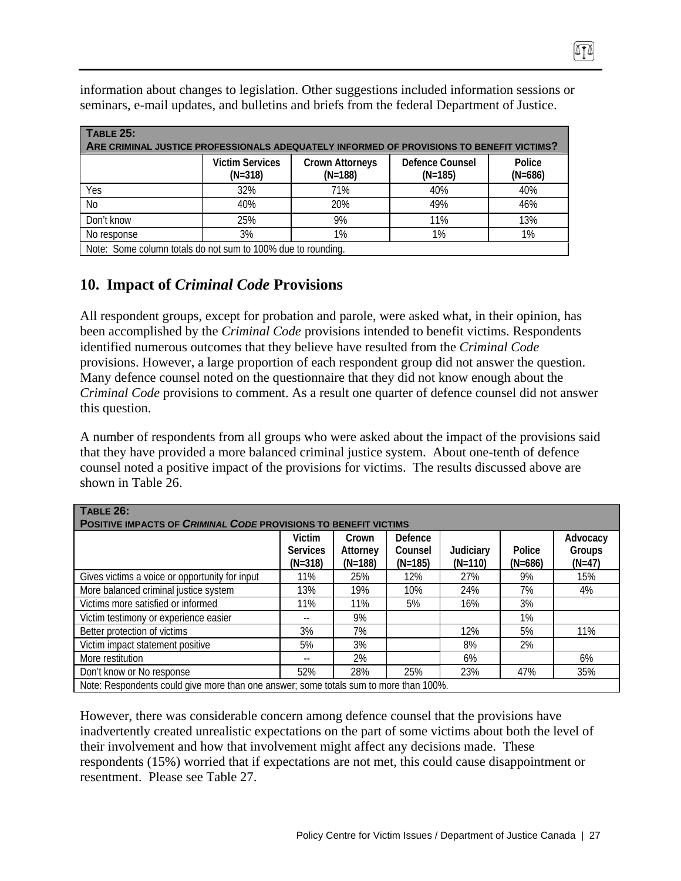information about changes to legislation. Other suggestions included information sessions or seminars, e-mail updates, and bulletins and briefs from the federal Department of Justice.

**TABLE 25:**
**ARE CRIMINAL JUSTICE PROFESSIONALS ADEQUATELY INFORMED OF PROVISIONS TO BENEFIT VICTIMS?**

| | Victim Services (N=318) | Crown Attorneys (N=188) | Defence Counsel (N=185) | Police (N=686) |
|---|---|---|---|---|
| Yes | 32% | 71% | 40% | 40% |
| No | 40% | 20% | 49% | 46% |
| Don't know | 25% | 9% | 11% | 13% |
| No response | 3% | 1% | 1% | 1% |

Note: Some column totals do not sum to 100% due to rounding.

## 10. Impact of *Criminal Code* Provisions

All respondent groups, except for probation and parole, were asked what, in their opinion, has been accomplished by the *Criminal Code* provisions intended to benefit victims. Respondents identified numerous outcomes that they believe have resulted from the *Criminal Code* provisions. However, a large proportion of each respondent group did not answer the question. Many defence counsel noted on the questionnaire that they did not know enough about the *Criminal Code* provisions to comment. As a result one quarter of defence counsel did not answer this question.

A number of respondents from all groups who were asked about the impact of the provisions said that they have provided a more balanced criminal justice system. About one-tenth of defence counsel noted a positive impact of the provisions for victims. The results discussed above are shown in Table 26.

**TABLE 26:**
**POSITIVE IMPACTS OF *CRIMINAL CODE* PROVISIONS TO BENEFIT VICTIMS**

| | Victim Services (N=318) | Crown Attorney (N=188) | Defence Counsel (N=185) | Judiciary (N=110) | Police (N=686) | Advocacy Groups (N=47) |
|---|---|---|---|---|---|---|
| Gives victims a voice or opportunity for input | 11% | 25% | 12% | 27% | 9% | 15% |
| More balanced criminal justice system | 13% | 19% | 10% | 24% | 7% | 4% |
| Victims more satisfied or informed | 11% | 11% | 5% | 16% | 3% | |
| Victim testimony or experience easier | -- | 9% | | | 1% | |
| Better protection of victims | 3% | 7% | | 12% | 5% | 11% |
| Victim impact statement positive | 5% | 3% | | 8% | 2% | |
| More restitution | -- | 2% | | 6% | | 6% |
| Don't know or No response | 52% | 28% | 25% | 23% | 47% | 35% |

Note: Respondents could give more than one answer; some totals sum to more than 100%.

However, there was considerable concern among defence counsel that the provisions have inadvertently created unrealistic expectations on the part of some victims about both the level of their involvement and how that involvement might affect any decisions made. These respondents (15%) worried that if expectations are not met, this could cause disappointment or resentment. Please see Table 27.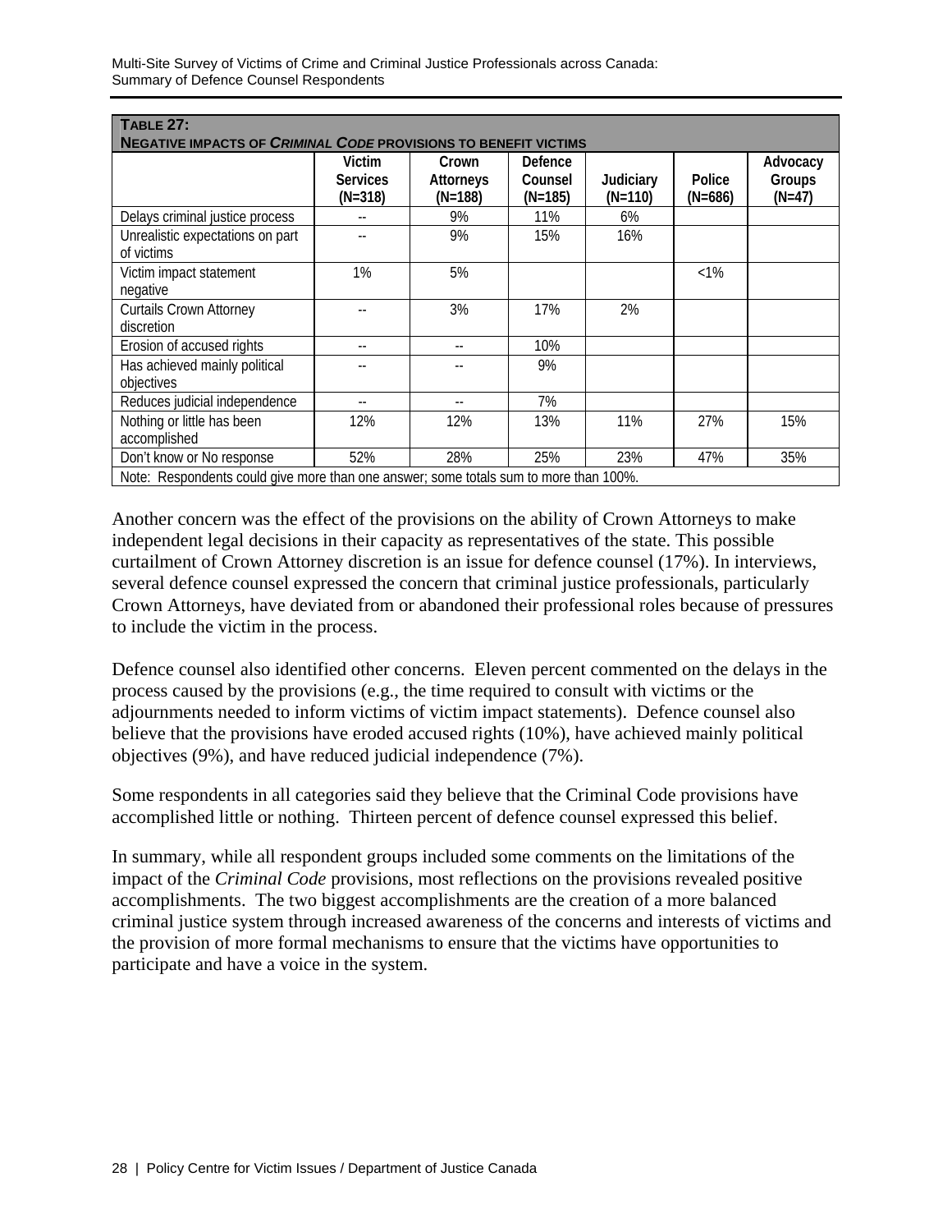**TABLE 27:**
**NEGATIVE IMPACTS OF *CRIMINAL CODE* PROVISIONS TO BENEFIT VICTIMS**

| | Victim Services (N=318) | Crown Attorneys (N=188) | Defence Counsel (N=185) | Judiciary (N=110) | Police (N=686) | Advocacy Groups (N=47) |
|---|---|---|---|---|---|---|
| Delays criminal justice process | -- | 9% | 11% | 6% | | |
| Unrealistic expectations on part of victims | -- | 9% | 15% | 16% | | |
| Victim impact statement negative | 1% | 5% | | | <1% | |
| Curtails Crown Attorney discretion | -- | 3% | 17% | 2% | | |
| Erosion of accused rights | -- | -- | 10% | | | |
| Has achieved mainly political objectives | -- | -- | 9% | | | |
| Reduces judicial independence | -- | -- | 7% | | | |
| Nothing or little has been accomplished | 12% | 12% | 13% | 11% | 27% | 15% |
| Don't know or No response | 52% | 28% | 25% | 23% | 47% | 35% |
| Note: Respondents could give more than one answer; some totals sum to more than 100%. | | | | | | |

Another concern was the effect of the provisions on the ability of Crown Attorneys to make independent legal decisions in their capacity as representatives of the state. This possible curtailment of Crown Attorney discretion is an issue for defence counsel (17%). In interviews, several defence counsel expressed the concern that criminal justice professionals, particularly Crown Attorneys, have deviated from or abandoned their professional roles because of pressures to include the victim in the process.

Defence counsel also identified other concerns. Eleven percent commented on the delays in the process caused by the provisions (e.g., the time required to consult with victims or the adjournments needed to inform victims of victim impact statements). Defence counsel also believe that the provisions have eroded accused rights (10%), have achieved mainly political objectives (9%), and have reduced judicial independence (7%).

Some respondents in all categories said they believe that the Criminal Code provisions have accomplished little or nothing. Thirteen percent of defence counsel expressed this belief.

In summary, while all respondent groups included some comments on the limitations of the impact of the *Criminal Code* provisions, most reflections on the provisions revealed positive accomplishments. The two biggest accomplishments are the creation of a more balanced criminal justice system through increased awareness of the concerns and interests of victims and the provision of more formal mechanisms to ensure that the victims have opportunities to participate and have a voice in the system.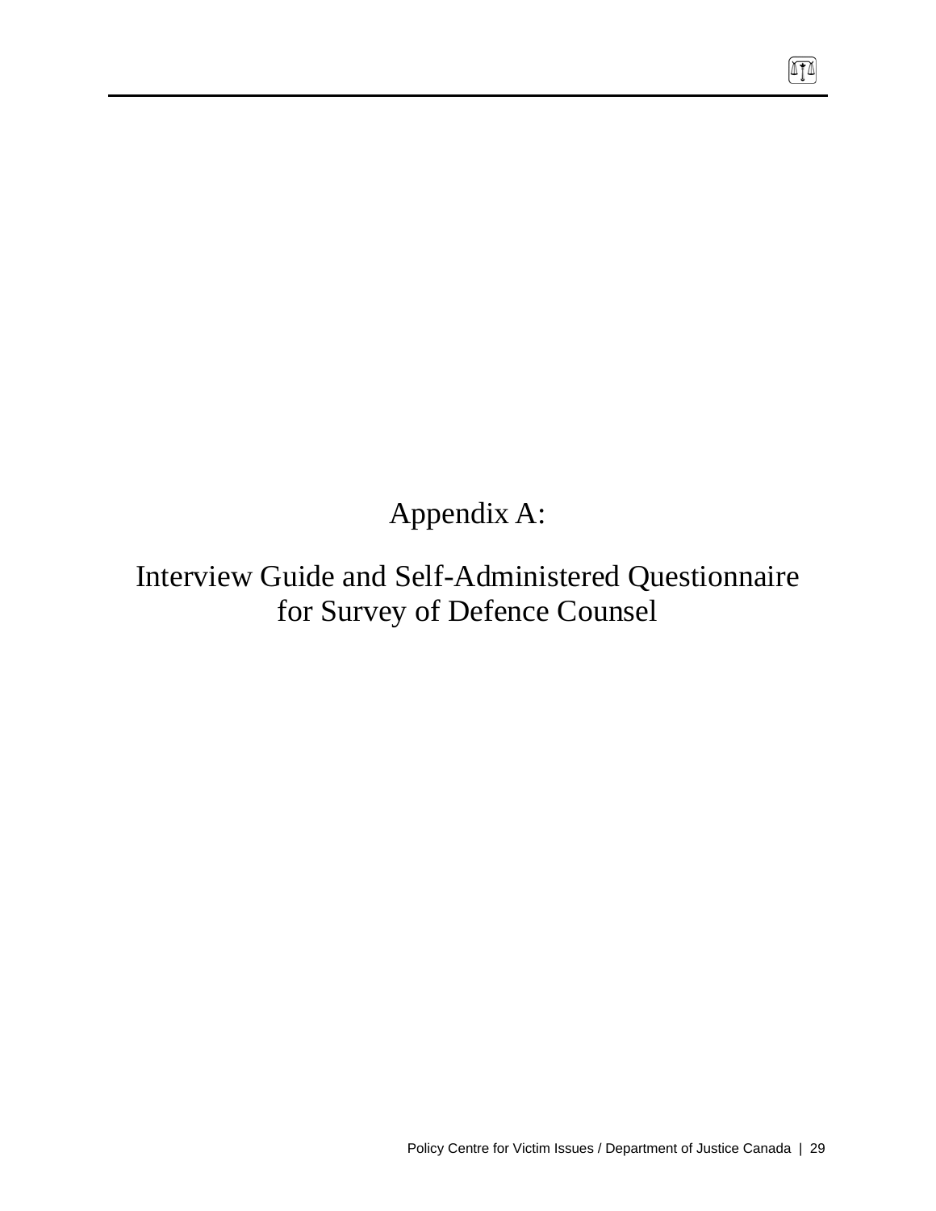# Appendix A:

## Interview Guide and Self-Administered Questionnaire for Survey of Defence Counsel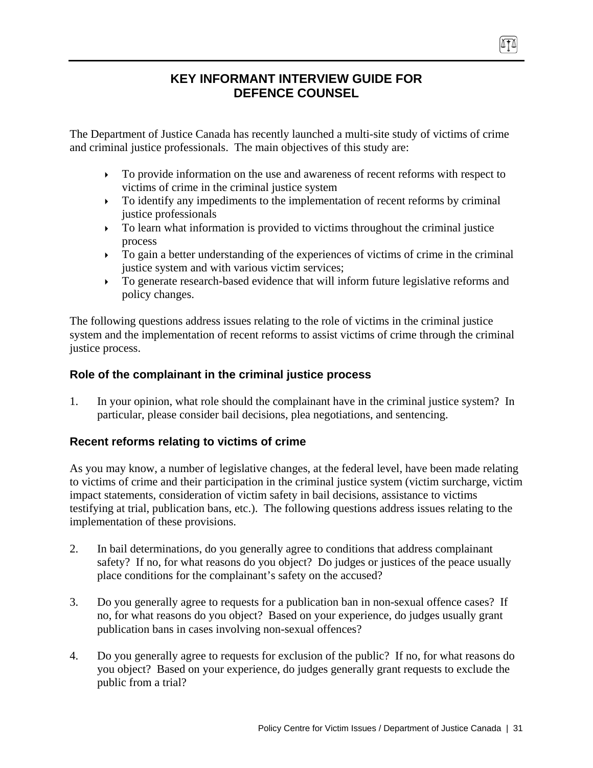# KEY INFORMANT INTERVIEW GUIDE FOR DEFENCE COUNSEL

The Department of Justice Canada has recently launched a multi-site study of victims of crime and criminal justice professionals. The main objectives of this study are:

- To provide information on the use and awareness of recent reforms with respect to victims of crime in the criminal justice system
- To identify any impediments to the implementation of recent reforms by criminal justice professionals
- To learn what information is provided to victims throughout the criminal justice process
- To gain a better understanding of the experiences of victims of crime in the criminal justice system and with various victim services;
- To generate research-based evidence that will inform future legislative reforms and policy changes.

The following questions address issues relating to the role of victims in the criminal justice system and the implementation of recent reforms to assist victims of crime through the criminal justice process.

### Role of the complainant in the criminal justice process

1. In your opinion, what role should the complainant have in the criminal justice system? In particular, please consider bail decisions, plea negotiations, and sentencing.

### Recent reforms relating to victims of crime

As you may know, a number of legislative changes, at the federal level, have been made relating to victims of crime and their participation in the criminal justice system (victim surcharge, victim impact statements, consideration of victim safety in bail decisions, assistance to victims testifying at trial, publication bans, etc.). The following questions address issues relating to the implementation of these provisions.

2. In bail determinations, do you generally agree to conditions that address complainant safety? If no, for what reasons do you object? Do judges or justices of the peace usually place conditions for the complainant's safety on the accused?

3. Do you generally agree to requests for a publication ban in non-sexual offence cases? If no, for what reasons do you object? Based on your experience, do judges usually grant publication bans in cases involving non-sexual offences?

4. Do you generally agree to requests for exclusion of the public? If no, for what reasons do you object? Based on your experience, do judges generally grant requests to exclude the public from a trial?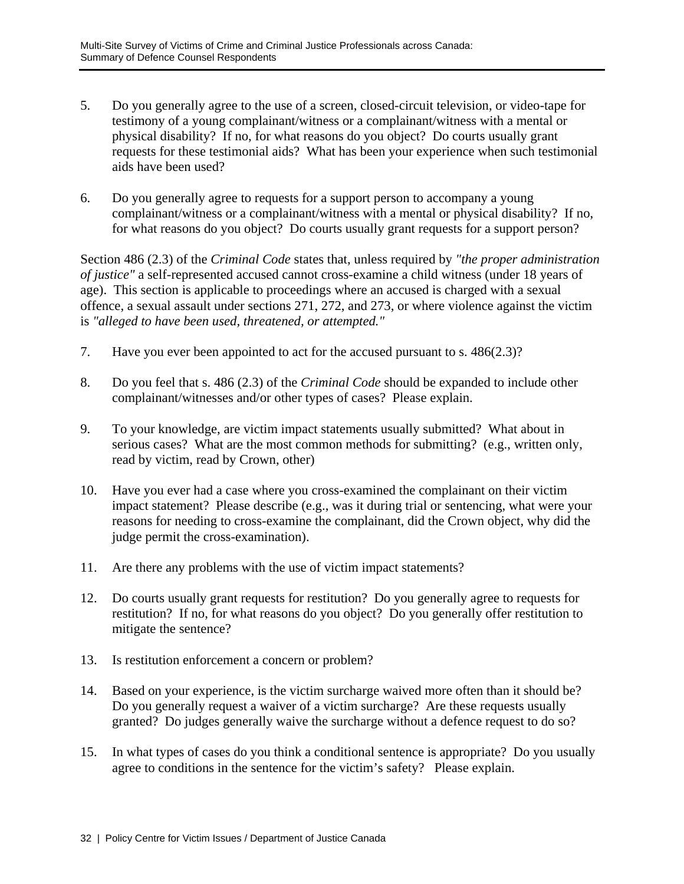5. Do you generally agree to the use of a screen, closed-circuit television, or video-tape for testimony of a young complainant/witness or a complainant/witness with a mental or physical disability? If no, for what reasons do you object? Do courts usually grant requests for these testimonial aids? What has been your experience when such testimonial aids have been used?

6. Do you generally agree to requests for a support person to accompany a young complainant/witness or a complainant/witness with a mental or physical disability? If no, for what reasons do you object? Do courts usually grant requests for a support person?

Section 486 (2.3) of the *Criminal Code* states that, unless required by *"the proper administration of justice"* a self-represented accused cannot cross-examine a child witness (under 18 years of age). This section is applicable to proceedings where an accused is charged with a sexual offence, a sexual assault under sections 271, 272, and 273, or where violence against the victim is *"alleged to have been used, threatened, or attempted."*

7. Have you ever been appointed to act for the accused pursuant to s. 486(2.3)?

8. Do you feel that s. 486 (2.3) of the *Criminal Code* should be expanded to include other complainant/witnesses and/or other types of cases? Please explain.

9. To your knowledge, are victim impact statements usually submitted? What about in serious cases? What are the most common methods for submitting? (e.g., written only, read by victim, read by Crown, other)

10. Have you ever had a case where you cross-examined the complainant on their victim impact statement? Please describe (e.g., was it during trial or sentencing, what were your reasons for needing to cross-examine the complainant, did the Crown object, why did the judge permit the cross-examination).

11. Are there any problems with the use of victim impact statements?

12. Do courts usually grant requests for restitution? Do you generally agree to requests for restitution? If no, for what reasons do you object? Do you generally offer restitution to mitigate the sentence?

13. Is restitution enforcement a concern or problem?

14. Based on your experience, is the victim surcharge waived more often than it should be? Do you generally request a waiver of a victim surcharge? Are these requests usually granted? Do judges generally waive the surcharge without a defence request to do so?

15. In what types of cases do you think a conditional sentence is appropriate? Do you usually agree to conditions in the sentence for the victim's safety? Please explain.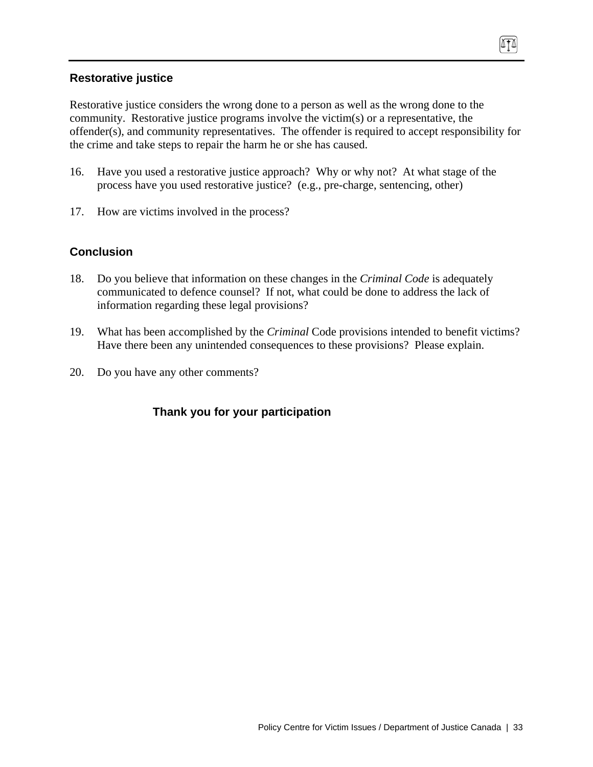## Restorative justice

Restorative justice considers the wrong done to a person as well as the wrong done to the community. Restorative justice programs involve the victim(s) or a representative, the offender(s), and community representatives. The offender is required to accept responsibility for the crime and take steps to repair the harm he or she has caused.

16. Have you used a restorative justice approach? Why or why not? At what stage of the process have you used restorative justice? (e.g., pre-charge, sentencing, other)

17. How are victims involved in the process?

## Conclusion

18. Do you believe that information on these changes in the *Criminal Code* is adequately communicated to defence counsel? If not, what could be done to address the lack of information regarding these legal provisions?

19. What has been accomplished by the *Criminal* Code provisions intended to benefit victims? Have there been any unintended consequences to these provisions? Please explain.

20. Do you have any other comments?

**Thank you for your participation**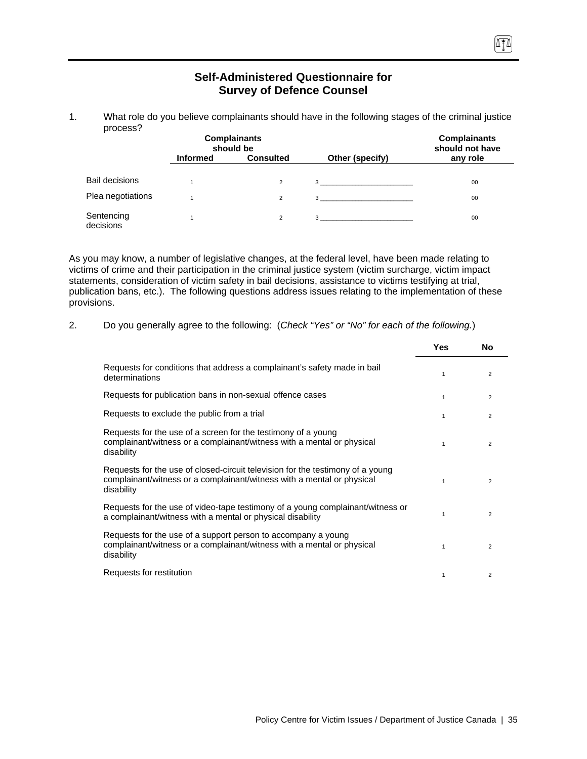## Self-Administered Questionnaire for Survey of Defence Counsel

1. What role do you believe complainants should have in the following stages of the criminal justice process?

| | Complainants should be | | | Complainants should not have any role |
|---|---|---|---|---|
| | Informed | Consulted | Other (specify) | |
| Bail decisions | 1 | 2 | 3 ______________________ | 00 |
| Plea negotiations | 1 | 2 | 3 ______________________ | 00 |
| Sentencing decisions | 1 | 2 | 3 ______________________ | 00 |

As you may know, a number of legislative changes, at the federal level, have been made relating to victims of crime and their participation in the criminal justice system (victim surcharge, victim impact statements, consideration of victim safety in bail decisions, assistance to victims testifying at trial, publication bans, etc.). The following questions address issues relating to the implementation of these provisions.

2. Do you generally agree to the following: (*Check "Yes" or "No" for each of the following.*)

| | Yes | No |
|---|---|---|
| Requests for conditions that address a complainant's safety made in bail determinations | 1 | 2 |
| Requests for publication bans in non-sexual offence cases | 1 | 2 |
| Requests to exclude the public from a trial | 1 | 2 |
| Requests for the use of a screen for the testimony of a young complainant/witness or a complainant/witness with a mental or physical disability | 1 | 2 |
| Requests for the use of closed-circuit television for the testimony of a young complainant/witness or a complainant/witness with a mental or physical disability | 1 | 2 |
| Requests for the use of video-tape testimony of a young complainant/witness or a complainant/witness with a mental or physical disability | 1 | 2 |
| Requests for the use of a support person to accompany a young complainant/witness or a complainant/witness with a mental or physical disability | 1 | 2 |
| Requests for restitution | 1 | 2 |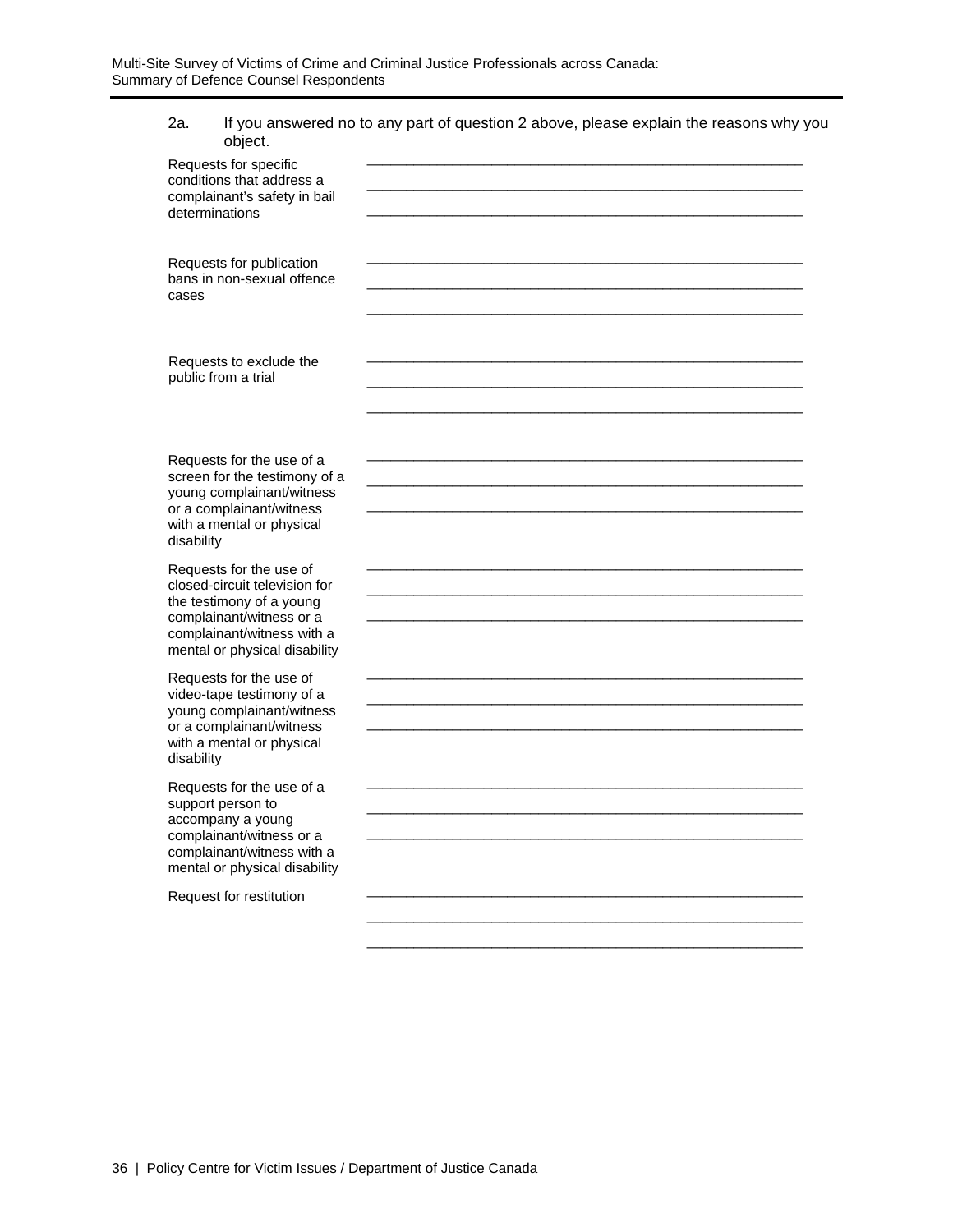2a. If you answered no to any part of question 2 above, please explain the reasons why you object.

Requests for specific conditions that address a complainant's safety in bail determinations

\_\_\_\_\_\_\_\_\_\_\_\_\_\_\_\_\_\_\_\_\_\_\_\_\_\_\_\_\_\_\_\_\_\_\_\_\_\_\_\_\_\_\_\_\_\_\_\_\_\_\_\_\_\_\_\_
\_\_\_\_\_\_\_\_\_\_\_\_\_\_\_\_\_\_\_\_\_\_\_\_\_\_\_\_\_\_\_\_\_\_\_\_\_\_\_\_\_\_\_\_\_\_\_\_\_\_\_\_\_\_\_\_
\_\_\_\_\_\_\_\_\_\_\_\_\_\_\_\_\_\_\_\_\_\_\_\_\_\_\_\_\_\_\_\_\_\_\_\_\_\_\_\_\_\_\_\_\_\_\_\_\_\_\_\_\_\_\_\_

Requests for publication bans in non-sexual offence cases

\_\_\_\_\_\_\_\_\_\_\_\_\_\_\_\_\_\_\_\_\_\_\_\_\_\_\_\_\_\_\_\_\_\_\_\_\_\_\_\_\_\_\_\_\_\_\_\_\_\_\_\_\_\_\_\_
\_\_\_\_\_\_\_\_\_\_\_\_\_\_\_\_\_\_\_\_\_\_\_\_\_\_\_\_\_\_\_\_\_\_\_\_\_\_\_\_\_\_\_\_\_\_\_\_\_\_\_\_\_\_\_\_
\_\_\_\_\_\_\_\_\_\_\_\_\_\_\_\_\_\_\_\_\_\_\_\_\_\_\_\_\_\_\_\_\_\_\_\_\_\_\_\_\_\_\_\_\_\_\_\_\_\_\_\_\_\_\_\_

Requests to exclude the public from a trial

\_\_\_\_\_\_\_\_\_\_\_\_\_\_\_\_\_\_\_\_\_\_\_\_\_\_\_\_\_\_\_\_\_\_\_\_\_\_\_\_\_\_\_\_\_\_\_\_\_\_\_\_\_\_\_\_
\_\_\_\_\_\_\_\_\_\_\_\_\_\_\_\_\_\_\_\_\_\_\_\_\_\_\_\_\_\_\_\_\_\_\_\_\_\_\_\_\_\_\_\_\_\_\_\_\_\_\_\_\_\_\_\_
\_\_\_\_\_\_\_\_\_\_\_\_\_\_\_\_\_\_\_\_\_\_\_\_\_\_\_\_\_\_\_\_\_\_\_\_\_\_\_\_\_\_\_\_\_\_\_\_\_\_\_\_\_\_\_\_

Requests for the use of a screen for the testimony of a young complainant/witness or a complainant/witness with a mental or physical disability

\_\_\_\_\_\_\_\_\_\_\_\_\_\_\_\_\_\_\_\_\_\_\_\_\_\_\_\_\_\_\_\_\_\_\_\_\_\_\_\_\_\_\_\_\_\_\_\_\_\_\_\_\_\_\_\_
\_\_\_\_\_\_\_\_\_\_\_\_\_\_\_\_\_\_\_\_\_\_\_\_\_\_\_\_\_\_\_\_\_\_\_\_\_\_\_\_\_\_\_\_\_\_\_\_\_\_\_\_\_\_\_\_
\_\_\_\_\_\_\_\_\_\_\_\_\_\_\_\_\_\_\_\_\_\_\_\_\_\_\_\_\_\_\_\_\_\_\_\_\_\_\_\_\_\_\_\_\_\_\_\_\_\_\_\_\_\_\_\_

Requests for the use of closed-circuit television for the testimony of a young complainant/witness or a complainant/witness with a mental or physical disability

\_\_\_\_\_\_\_\_\_\_\_\_\_\_\_\_\_\_\_\_\_\_\_\_\_\_\_\_\_\_\_\_\_\_\_\_\_\_\_\_\_\_\_\_\_\_\_\_\_\_\_\_\_\_\_\_
\_\_\_\_\_\_\_\_\_\_\_\_\_\_\_\_\_\_\_\_\_\_\_\_\_\_\_\_\_\_\_\_\_\_\_\_\_\_\_\_\_\_\_\_\_\_\_\_\_\_\_\_\_\_\_\_
\_\_\_\_\_\_\_\_\_\_\_\_\_\_\_\_\_\_\_\_\_\_\_\_\_\_\_\_\_\_\_\_\_\_\_\_\_\_\_\_\_\_\_\_\_\_\_\_\_\_\_\_\_\_\_\_

Requests for the use of video-tape testimony of a young complainant/witness or a complainant/witness with a mental or physical disability

\_\_\_\_\_\_\_\_\_\_\_\_\_\_\_\_\_\_\_\_\_\_\_\_\_\_\_\_\_\_\_\_\_\_\_\_\_\_\_\_\_\_\_\_\_\_\_\_\_\_\_\_\_\_\_\_
\_\_\_\_\_\_\_\_\_\_\_\_\_\_\_\_\_\_\_\_\_\_\_\_\_\_\_\_\_\_\_\_\_\_\_\_\_\_\_\_\_\_\_\_\_\_\_\_\_\_\_\_\_\_\_\_
\_\_\_\_\_\_\_\_\_\_\_\_\_\_\_\_\_\_\_\_\_\_\_\_\_\_\_\_\_\_\_\_\_\_\_\_\_\_\_\_\_\_\_\_\_\_\_\_\_\_\_\_\_\_\_\_

Requests for the use of a support person to accompany a young complainant/witness or a complainant/witness with a mental or physical disability

\_\_\_\_\_\_\_\_\_\_\_\_\_\_\_\_\_\_\_\_\_\_\_\_\_\_\_\_\_\_\_\_\_\_\_\_\_\_\_\_\_\_\_\_\_\_\_\_\_\_\_\_\_\_\_\_
\_\_\_\_\_\_\_\_\_\_\_\_\_\_\_\_\_\_\_\_\_\_\_\_\_\_\_\_\_\_\_\_\_\_\_\_\_\_\_\_\_\_\_\_\_\_\_\_\_\_\_\_\_\_\_\_
\_\_\_\_\_\_\_\_\_\_\_\_\_\_\_\_\_\_\_\_\_\_\_\_\_\_\_\_\_\_\_\_\_\_\_\_\_\_\_\_\_\_\_\_\_\_\_\_\_\_\_\_\_\_\_\_

Request for restitution

\_\_\_\_\_\_\_\_\_\_\_\_\_\_\_\_\_\_\_\_\_\_\_\_\_\_\_\_\_\_\_\_\_\_\_\_\_\_\_\_\_\_\_\_\_\_\_\_\_\_\_\_\_\_\_\_
\_\_\_\_\_\_\_\_\_\_\_\_\_\_\_\_\_\_\_\_\_\_\_\_\_\_\_\_\_\_\_\_\_\_\_\_\_\_\_\_\_\_\_\_\_\_\_\_\_\_\_\_\_\_\_\_
\_\_\_\_\_\_\_\_\_\_\_\_\_\_\_\_\_\_\_\_\_\_\_\_\_\_\_\_\_\_\_\_\_\_\_\_\_\_\_\_\_\_\_\_\_\_\_\_\_\_\_\_\_\_\_\_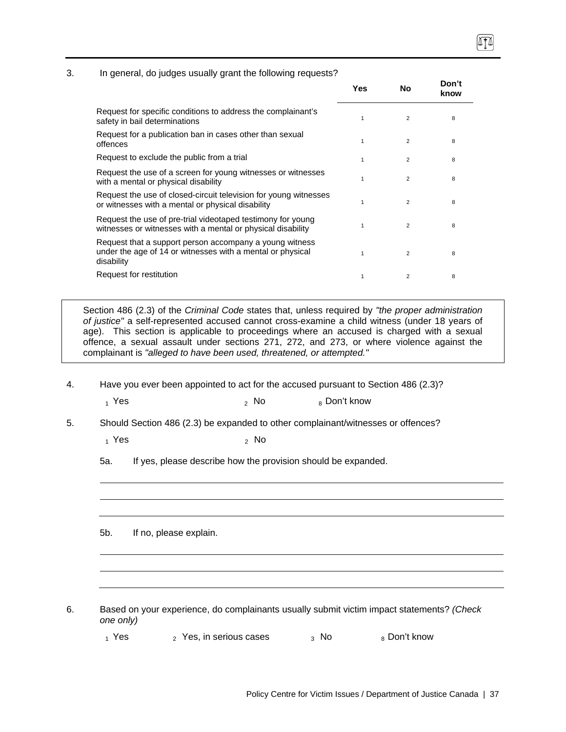3. In general, do judges usually grant the following requests?

| | Yes | No | Don't know |
|---|---|---|---|
| Request for specific conditions to address the complainant's safety in bail determinations | 1 | 2 | 8 |
| Request for a publication ban in cases other than sexual offences | 1 | 2 | 8 |
| Request to exclude the public from a trial | 1 | 2 | 8 |
| Request the use of a screen for young witnesses or witnesses with a mental or physical disability | 1 | 2 | 8 |
| Request the use of closed-circuit television for young witnesses or witnesses with a mental or physical disability | 1 | 2 | 8 |
| Request the use of pre-trial videotaped testimony for young witnesses or witnesses with a mental or physical disability | 1 | 2 | 8 |
| Request that a support person accompany a young witness under the age of 14 or witnesses with a mental or physical disability | 1 | 2 | 8 |
| Request for restitution | 1 | 2 | 8 |

> Section 486 (2.3) of the *Criminal Code* states that, unless required by *"the proper administration of justice"* a self-represented accused cannot cross-examine a child witness (under 18 years of age). This section is applicable to proceedings where an accused is charged with a sexual offence, a sexual assault under sections 271, 272, and 273, or where violence against the complainant is *"alleged to have been used, threatened, or attempted."*

4. Have you ever been appointed to act for the accused pursuant to Section 486 (2.3)?

   1 Yes 2 No 8 Don't know

5. Should Section 486 (2.3) be expanded to other complainant/witnesses or offences?

   1 Yes 2 No

   5a. If yes, please describe how the provision should be expanded.

   ______________________________

   ______________________________

   ______________________________

   5b. If no, please explain.

   ______________________________

   ______________________________

   ______________________________

6. Based on your experience, do complainants usually submit victim impact statements? *(Check one only)*

   1 Yes 2 Yes, in serious cases 3 No 8 Don't know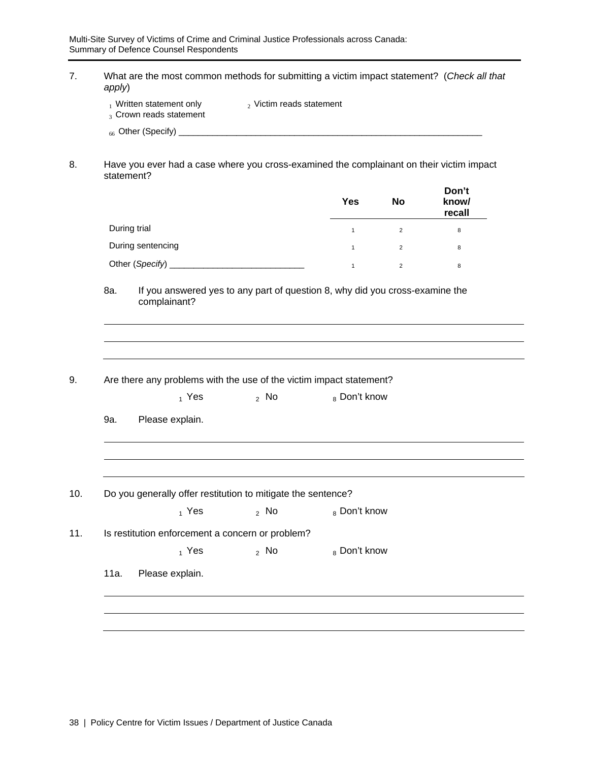7. What are the most common methods for submitting a victim impact statement? (*Check all that apply*)

   [1] Written statement only   [2] Victim reads statement
   [3] Crown reads statement

   [66] Other (Specify) ____________________________________________________________________

8. Have you ever had a case where you cross-examined the complainant on their victim impact statement?

|  | Yes | No | Don't know/ recall |
|---|---|---|---|
| During trial | 1 | 2 | 8 |
| During sentencing | 1 | 2 | 8 |
| Other (*Specify*) ____________________________ | 1 | 2 | 8 |

   8a. If you answered yes to any part of question 8, why did you cross-examine the complainant?

   ______________________________________________________________________

   ______________________________________________________________________

   ______________________________________________________________________

9. Are there any problems with the use of the victim impact statement?

   [1] Yes   [2] No   [8] Don't know

   9a. Please explain.

   ______________________________________________________________________

   ______________________________________________________________________

   ______________________________________________________________________

10. Do you generally offer restitution to mitigate the sentence?

    [1] Yes   [2] No   [8] Don't know

11. Is restitution enforcement a concern or problem?

    [1] Yes   [2] No   [8] Don't know

    11a. Please explain.

    ______________________________________________________________________

    ______________________________________________________________________

    ______________________________________________________________________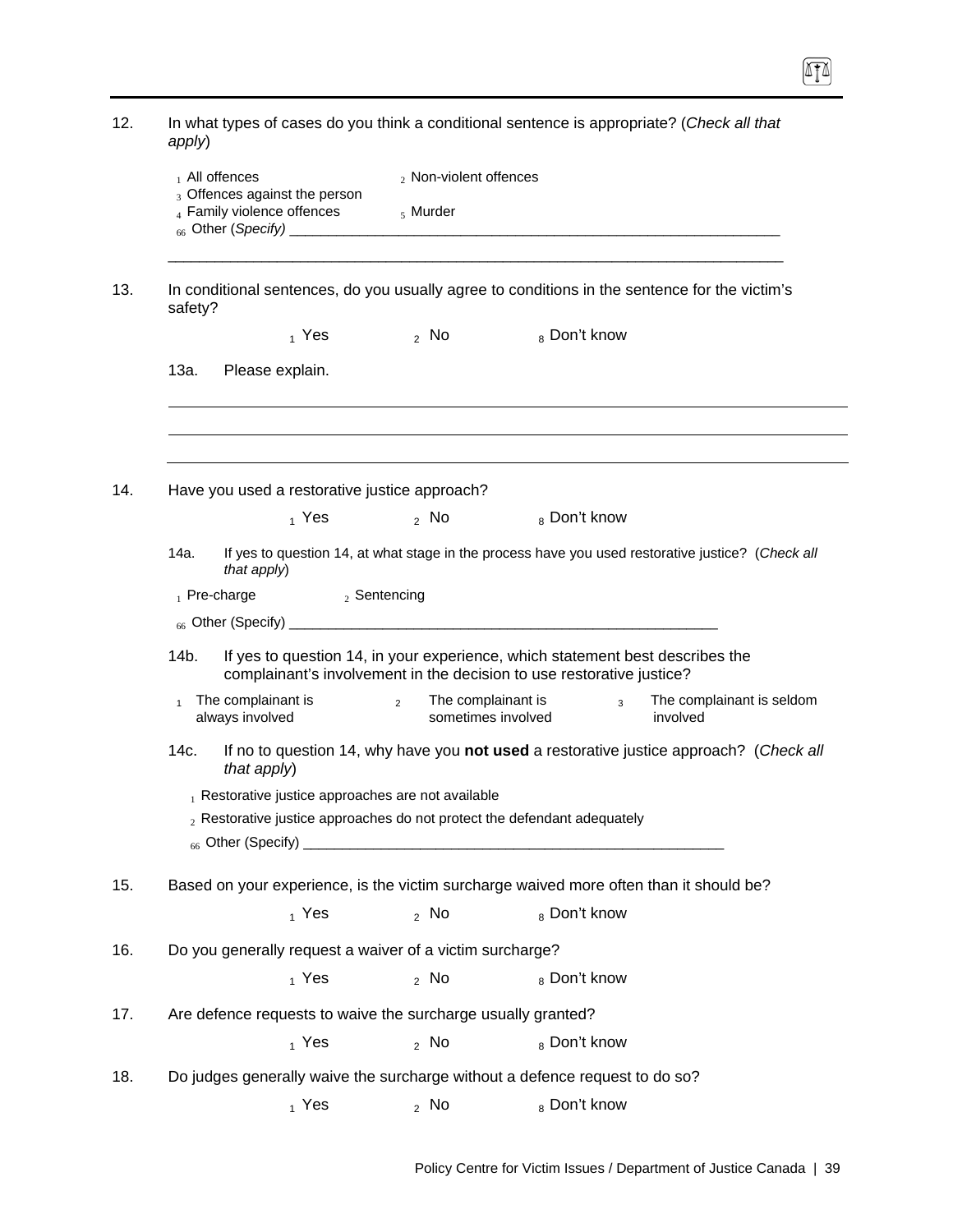12. In what types of cases do you think a conditional sentence is appropriate? (*Check all that apply*)

   1 All offences  2 Non-violent offences
   3 Offences against the person
   4 Family violence offences  5 Murder
   66 Other (*Specify*) ________________________________________________________________

   ________________________________________________________________________________

13. In conditional sentences, do you usually agree to conditions in the sentence for the victim's safety?

   1 Yes  2 No  8 Don't know

   13a. Please explain.

   ________________________________________________________________________________

   ________________________________________________________________________________

   ________________________________________________________________________________

14. Have you used a restorative justice approach?

   1 Yes  2 No  8 Don't know

   14a. If yes to question 14, at what stage in the process have you used restorative justice? (*Check all that apply*)

   1 Pre-charge  2 Sentencing

   66 Other (Specify) ______________________________________________________

   14b. If yes to question 14, in your experience, which statement best describes the complainant's involvement in the decision to use restorative justice?

   1 The complainant is always involved  2 The complainant is sometimes involved  3 The complainant is seldom involved

   14c. If no to question 14, why have you **not used** a restorative justice approach? (*Check all that apply*)

   1 Restorative justice approaches are not available

   2 Restorative justice approaches do not protect the defendant adequately

   66 Other (Specify) ______________________________________________________

15. Based on your experience, is the victim surcharge waived more often than it should be?

   1 Yes  2 No  8 Don't know

16. Do you generally request a waiver of a victim surcharge?

   1 Yes  2 No  8 Don't know

17. Are defence requests to waive the surcharge usually granted?

   1 Yes  2 No  8 Don't know

18. Do judges generally waive the surcharge without a defence request to do so?

   1 Yes  2 No  8 Don't know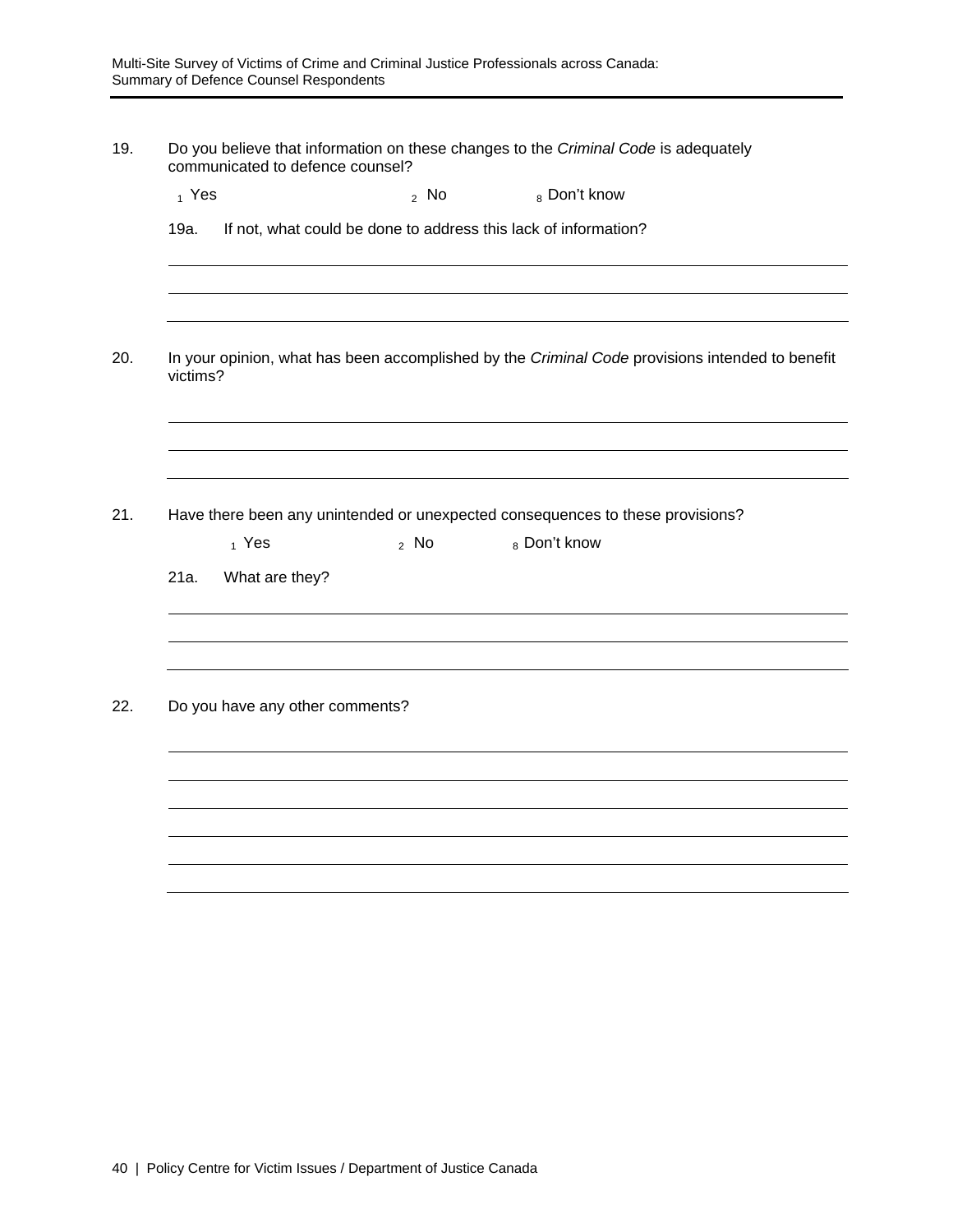19. Do you believe that information on these changes to the *Criminal Code* is adequately communicated to defence counsel?

    1 Yes 2 No 8 Don't know

    19a. If not, what could be done to address this lack of information?

    ______________________________________________________________________

    ______________________________________________________________________

    ______________________________________________________________________

20. In your opinion, what has been accomplished by the *Criminal Code* provisions intended to benefit victims?

    ______________________________________________________________________

    ______________________________________________________________________

    ______________________________________________________________________

21. Have there been any unintended or unexpected consequences to these provisions?

    1 Yes 2 No 8 Don't know

    21a. What are they?

    ______________________________________________________________________

    ______________________________________________________________________

    ______________________________________________________________________

22. Do you have any other comments?

    ______________________________________________________________________

    ______________________________________________________________________

    ______________________________________________________________________

    ______________________________________________________________________

    ______________________________________________________________________

    ______________________________________________________________________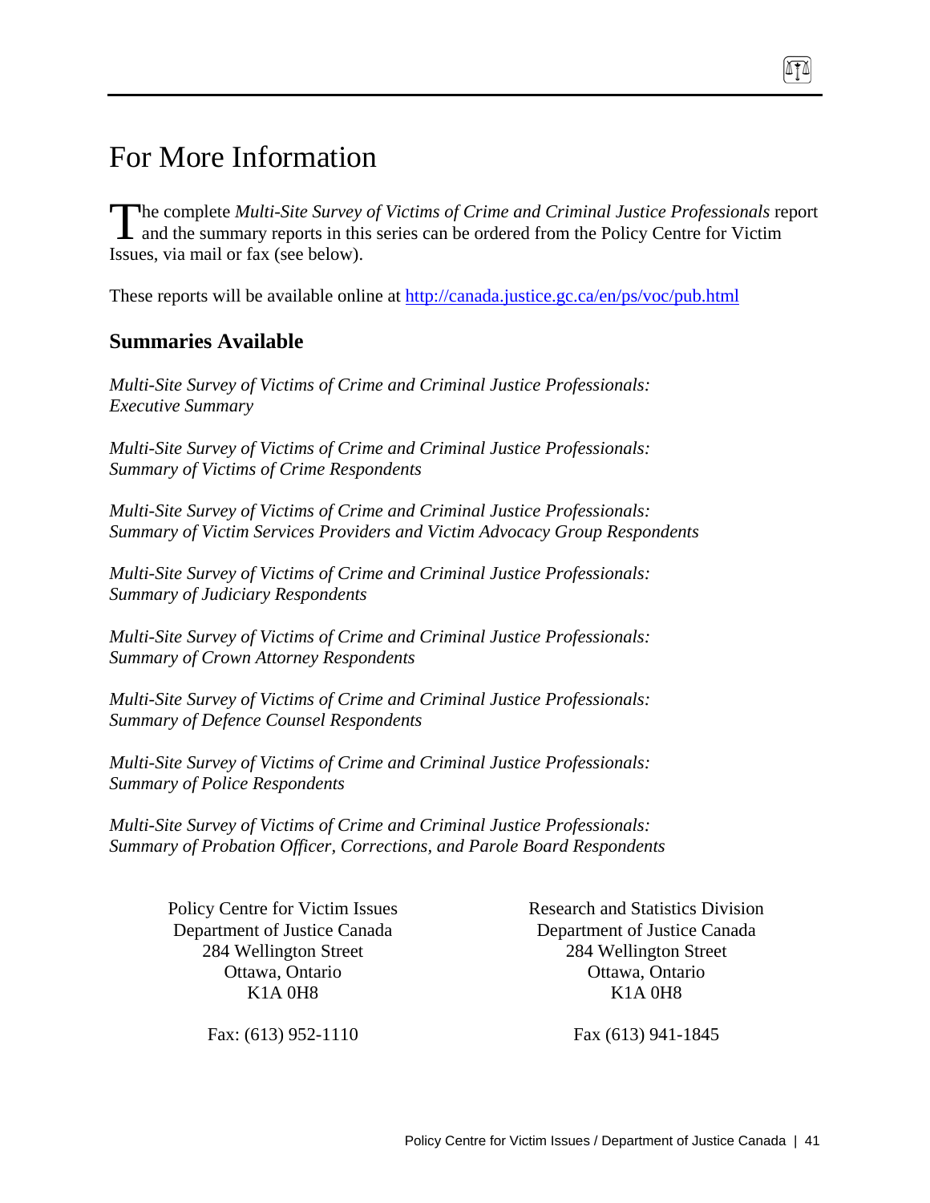# For More Information

The complete *Multi-Site Survey of Victims of Crime and Criminal Justice Professionals* report and the summary reports in this series can be ordered from the Policy Centre for Victim Issues, via mail or fax (see below).

These reports will be available online at http://canada.justice.gc.ca/en/ps/voc/pub.html

## Summaries Available

*Multi-Site Survey of Victims of Crime and Criminal Justice Professionals: Executive Summary*

*Multi-Site Survey of Victims of Crime and Criminal Justice Professionals: Summary of Victims of Crime Respondents*

*Multi-Site Survey of Victims of Crime and Criminal Justice Professionals: Summary of Victim Services Providers and Victim Advocacy Group Respondents*

*Multi-Site Survey of Victims of Crime and Criminal Justice Professionals: Summary of Judiciary Respondents*

*Multi-Site Survey of Victims of Crime and Criminal Justice Professionals: Summary of Crown Attorney Respondents*

*Multi-Site Survey of Victims of Crime and Criminal Justice Professionals: Summary of Defence Counsel Respondents*

*Multi-Site Survey of Victims of Crime and Criminal Justice Professionals: Summary of Police Respondents*

*Multi-Site Survey of Victims of Crime and Criminal Justice Professionals: Summary of Probation Officer, Corrections, and Parole Board Respondents*

Policy Centre for Victim Issues
Department of Justice Canada
284 Wellington Street
Ottawa, Ontario
K1A 0H8

Fax: (613) 952-1110

Research and Statistics Division
Department of Justice Canada
284 Wellington Street
Ottawa, Ontario
K1A 0H8

Fax (613) 941-1845